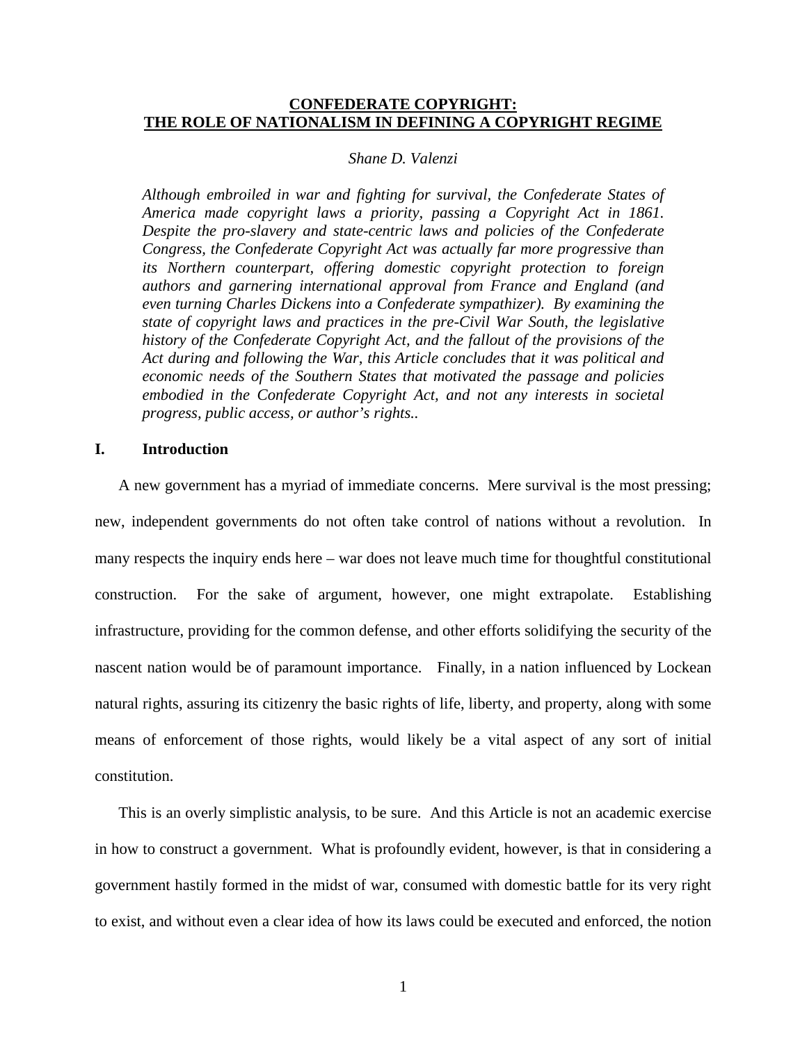# CONFEDERATE COPYRIGHT: THE ROLE OF NATIONALISM IN DEFINING A COPYRIGHT REGIME

*Shane D. Valenzi*

*Although embroiled in war and fighting for survival, the Confederate States of America made copyright laws a priority, passing a Copyright Act in 1861. Despite the pro-slavery and state-centric laws and policies of the Confederate Congress, the Confederate Copyright Act was actually far more progressive than its Northern counterpart, offering domestic copyright protection to foreign authors and garnering international approval from France and England (and even turning Charles Dickens into a Confederate sympathizer). By examining the state of copyright laws and practices in the pre-Civil War South, the legislative history of the Confederate Copyright Act, and the fallout of the provisions of the Act during and following the War, this Article concludes that it was political and economic needs of the Southern States that motivated the passage and policies embodied in the Confederate Copyright Act, and not any interests in societal progress, public access, or author's rights..*

## I. Introduction

A new government has a myriad of immediate concerns. Mere survival is the most pressing; new, independent governments do not often take control of nations without a revolution. In many respects the inquiry ends here – war does not leave much time for thoughtful constitutional construction. For the sake of argument, however, one might extrapolate. Establishing infrastructure, providing for the common defense, and other efforts solidifying the security of the nascent nation would be of paramount importance. Finally, in a nation influenced by Lockean natural rights, assuring its citizenry the basic rights of life, liberty, and property, along with some means of enforcement of those rights, would likely be a vital aspect of any sort of initial constitution.

This is an overly simplistic analysis, to be sure. And this Article is not an academic exercise in how to construct a government. What is profoundly evident, however, is that in considering a government hastily formed in the midst of war, consumed with domestic battle for its very right to exist, and without even a clear idea of how its laws could be executed and enforced, the notion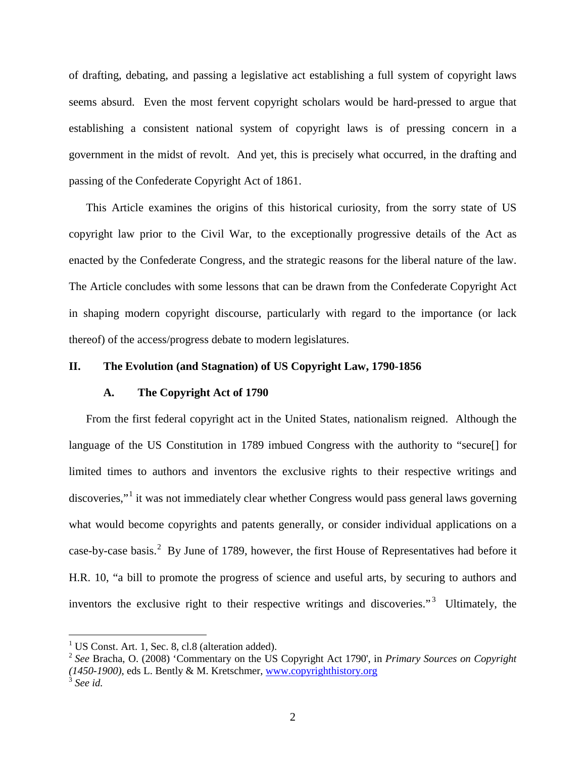of drafting, debating, and passing a legislative act establishing a full system of copyright laws seems absurd. Even the most fervent copyright scholars would be hard-pressed to argue that establishing a consistent national system of copyright laws is of pressing concern in a government in the midst of revolt. And yet, this is precisely what occurred, in the drafting and passing of the Confederate Copyright Act of 1861.

This Article examines the origins of this historical curiosity, from the sorry state of US copyright law prior to the Civil War, to the exceptionally progressive details of the Act as enacted by the Confederate Congress, and the strategic reasons for the liberal nature of the law. The Article concludes with some lessons that can be drawn from the Confederate Copyright Act in shaping modern copyright discourse, particularly with regard to the importance (or lack thereof) of the access/progress debate to modern legislatures.

## II. The Evolution (and Stagnation) of US Copyright Law, 1790-1856

### A. The Copyright Act of 1790

From the first federal copyright act in the United States, nationalism reigned. Although the language of the US Constitution in 1789 imbued Congress with the authority to "secure[] for limited times to authors and inventors the exclusive rights to their respective writings and discoveries,"[1] it was not immediately clear whether Congress would pass general laws governing what would become copyrights and patents generally, or consider individual applications on a case-by-case basis.[2] By June of 1789, however, the first House of Representatives had before it H.R. 10, "a bill to promote the progress of science and useful arts, by securing to authors and inventors the exclusive right to their respective writings and discoveries."[3] Ultimately, the

---

[1] US Const. Art. 1, Sec. 8, cl.8 (alteration added).

[2] *See* Bracha, O. (2008) 'Commentary on the US Copyright Act 1790', in *Primary Sources on Copyright (1450-1900)*, eds L. Bently & M. Kretschmer, www.copyrighthistory.org

[3] *See id.*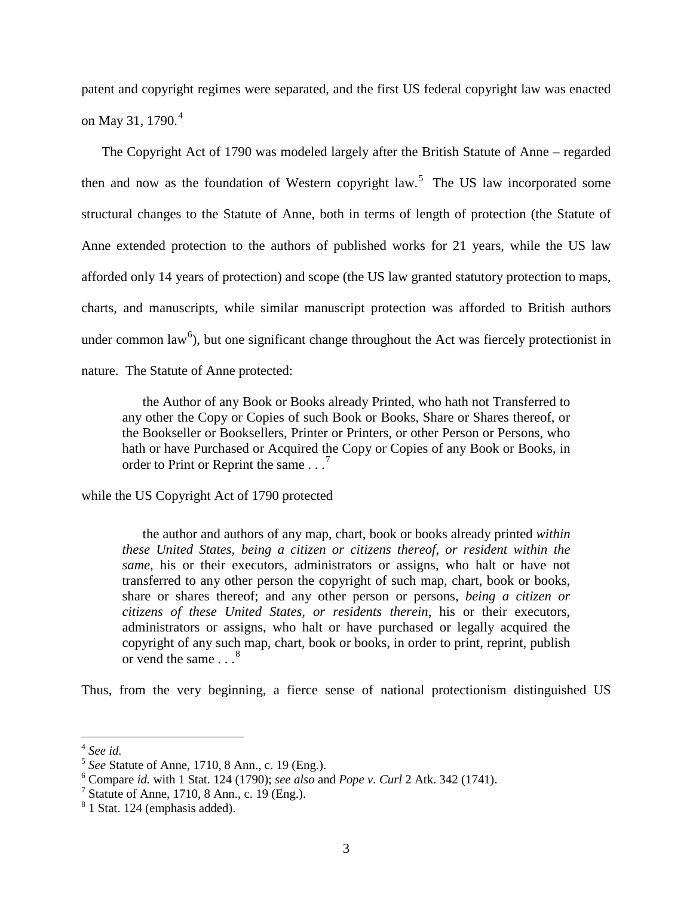patent and copyright regimes were separated, and the first US federal copyright law was enacted on May 31, 1790.[4]

The Copyright Act of 1790 was modeled largely after the British Statute of Anne – regarded then and now as the foundation of Western copyright law.[5] The US law incorporated some structural changes to the Statute of Anne, both in terms of length of protection (the Statute of Anne extended protection to the authors of published works for 21 years, while the US law afforded only 14 years of protection) and scope (the US law granted statutory protection to maps, charts, and manuscripts, while similar manuscript protection was afforded to British authors under common law[6]), but one significant change throughout the Act was fiercely protectionist in nature. The Statute of Anne protected:

> the Author of any Book or Books already Printed, who hath not Transferred to any other the Copy or Copies of such Book or Books, Share or Shares thereof, or the Bookseller or Booksellers, Printer or Printers, or other Person or Persons, who hath or have Purchased or Acquired the Copy or Copies of any Book or Books, in order to Print or Reprint the same . . .[7]

while the US Copyright Act of 1790 protected

> the author and authors of any map, chart, book or books already printed *within these United States, being a citizen or citizens thereof, or resident within the same*, his or their executors, administrators or assigns, who halt or have not transferred to any other person the copyright of such map, chart, book or books, share or shares thereof; and any other person or persons, *being a citizen or citizens of these United States, or residents therein*, his or their executors, administrators or assigns, who halt or have purchased or legally acquired the copyright of any such map, chart, book or books, in order to print, reprint, publish or vend the same . . .[8]

Thus, from the very beginning, a fierce sense of national protectionism distinguished US

---

[4] *See id.*

[5] *See* Statute of Anne, 1710, 8 Ann., c. 19 (Eng.).

[6] Compare *id.* with 1 Stat. 124 (1790); *see also* and *Pope v. Curl* 2 Atk. 342 (1741).

[7] Statute of Anne, 1710, 8 Ann., c. 19 (Eng.).

[8] 1 Stat. 124 (emphasis added).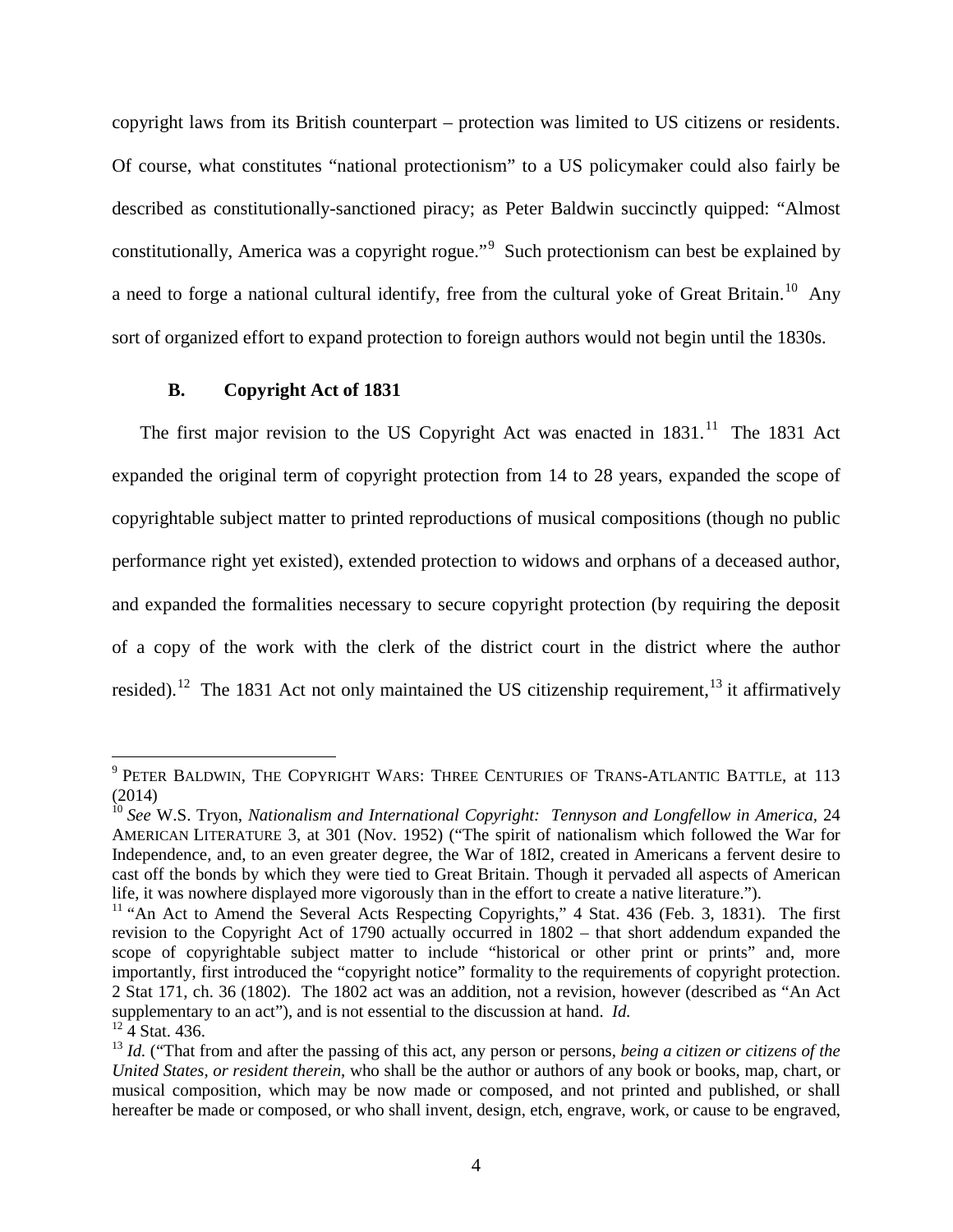copyright laws from its British counterpart – protection was limited to US citizens or residents. Of course, what constitutes "national protectionism" to a US policymaker could also fairly be described as constitutionally-sanctioned piracy; as Peter Baldwin succinctly quipped: "Almost constitutionally, America was a copyright rogue."[9] Such protectionism can best be explained by a need to forge a national cultural identify, free from the cultural yoke of Great Britain.[10] Any sort of organized effort to expand protection to foreign authors would not begin until the 1830s.

### B. Copyright Act of 1831

The first major revision to the US Copyright Act was enacted in 1831.[11] The 1831 Act expanded the original term of copyright protection from 14 to 28 years, expanded the scope of copyrightable subject matter to printed reproductions of musical compositions (though no public performance right yet existed), extended protection to widows and orphans of a deceased author, and expanded the formalities necessary to secure copyright protection (by requiring the deposit of a copy of the work with the clerk of the district court in the district where the author resided).[12] The 1831 Act not only maintained the US citizenship requirement,[13] it affirmatively

---

[9] PETER BALDWIN, THE COPYRIGHT WARS: THREE CENTURIES OF TRANS-ATLANTIC BATTLE, at 113 (2014)

[10] *See* W.S. Tryon, *Nationalism and International Copyright: Tennyson and Longfellow in America*, 24 AMERICAN LITERATURE 3, at 301 (Nov. 1952) ("The spirit of nationalism which followed the War for Independence, and, to an even greater degree, the War of 18I2, created in Americans a fervent desire to cast off the bonds by which they were tied to Great Britain. Though it pervaded all aspects of American life, it was nowhere displayed more vigorously than in the effort to create a native literature.").

[11] "An Act to Amend the Several Acts Respecting Copyrights," 4 Stat. 436 (Feb. 3, 1831). The first revision to the Copyright Act of 1790 actually occurred in 1802 – that short addendum expanded the scope of copyrightable subject matter to include "historical or other print or prints" and, more importantly, first introduced the "copyright notice" formality to the requirements of copyright protection. 2 Stat 171, ch. 36 (1802). The 1802 act was an addition, not a revision, however (described as "An Act supplementary to an act"), and is not essential to the discussion at hand. *Id.*

[12] 4 Stat. 436.

[13] *Id.* ("That from and after the passing of this act, any person or persons, *being a citizen or citizens of the United States, or resident therein*, who shall be the author or authors of any book or books, map, chart, or musical composition, which may be now made or composed, and not printed and published, or shall hereafter be made or composed, or who shall invent, design, etch, engrave, work, or cause to be engraved,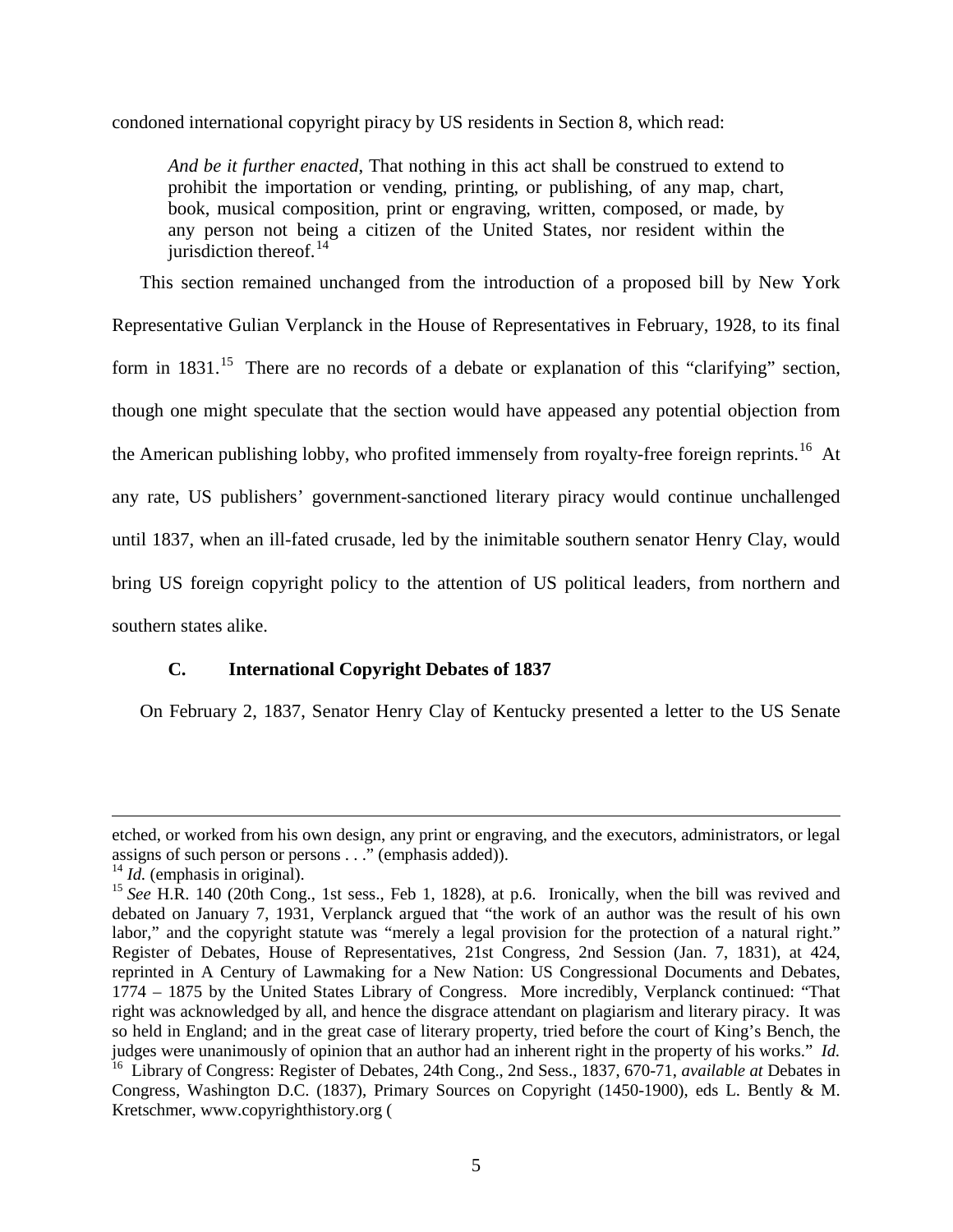condoned international copyright piracy by US residents in Section 8, which read:

> *And be it further enacted*, That nothing in this act shall be construed to extend to prohibit the importation or vending, printing, or publishing, of any map, chart, book, musical composition, print or engraving, written, composed, or made, by any person not being a citizen of the United States, nor resident within the jurisdiction thereof.[14]

This section remained unchanged from the introduction of a proposed bill by New York Representative Gulian Verplanck in the House of Representatives in February, 1928, to its final form in 1831.[15] There are no records of a debate or explanation of this "clarifying" section, though one might speculate that the section would have appeased any potential objection from the American publishing lobby, who profited immensely from royalty-free foreign reprints.[16] At any rate, US publishers' government-sanctioned literary piracy would continue unchallenged until 1837, when an ill-fated crusade, led by the inimitable southern senator Henry Clay, would bring US foreign copyright policy to the attention of US political leaders, from northern and southern states alike.

### C. International Copyright Debates of 1837

On February 2, 1837, Senator Henry Clay of Kentucky presented a letter to the US Senate

---

etched, or worked from his own design, any print or engraving, and the executors, administrators, or legal assigns of such person or persons . . ." (emphasis added)).

[14] *Id.* (emphasis in original).

[15] *See* H.R. 140 (20th Cong., 1st sess., Feb 1, 1828), at p.6. Ironically, when the bill was revived and debated on January 7, 1931, Verplanck argued that "the work of an author was the result of his own labor," and the copyright statute was "merely a legal provision for the protection of a natural right." Register of Debates, House of Representatives, 21st Congress, 2nd Session (Jan. 7, 1831), at 424, reprinted in A Century of Lawmaking for a New Nation: US Congressional Documents and Debates, 1774 – 1875 by the United States Library of Congress. More incredibly, Verplanck continued: "That right was acknowledged by all, and hence the disgrace attendant on plagiarism and literary piracy. It was so held in England; and in the great case of literary property, tried before the court of King's Bench, the judges were unanimously of opinion that an author had an inherent right in the property of his works." *Id.*

[16] Library of Congress: Register of Debates, 24th Cong., 2nd Sess., 1837, 670-71, *available at* Debates in Congress, Washington D.C. (1837), Primary Sources on Copyright (1450-1900), eds L. Bently & M. Kretschmer, www.copyrighthistory.org (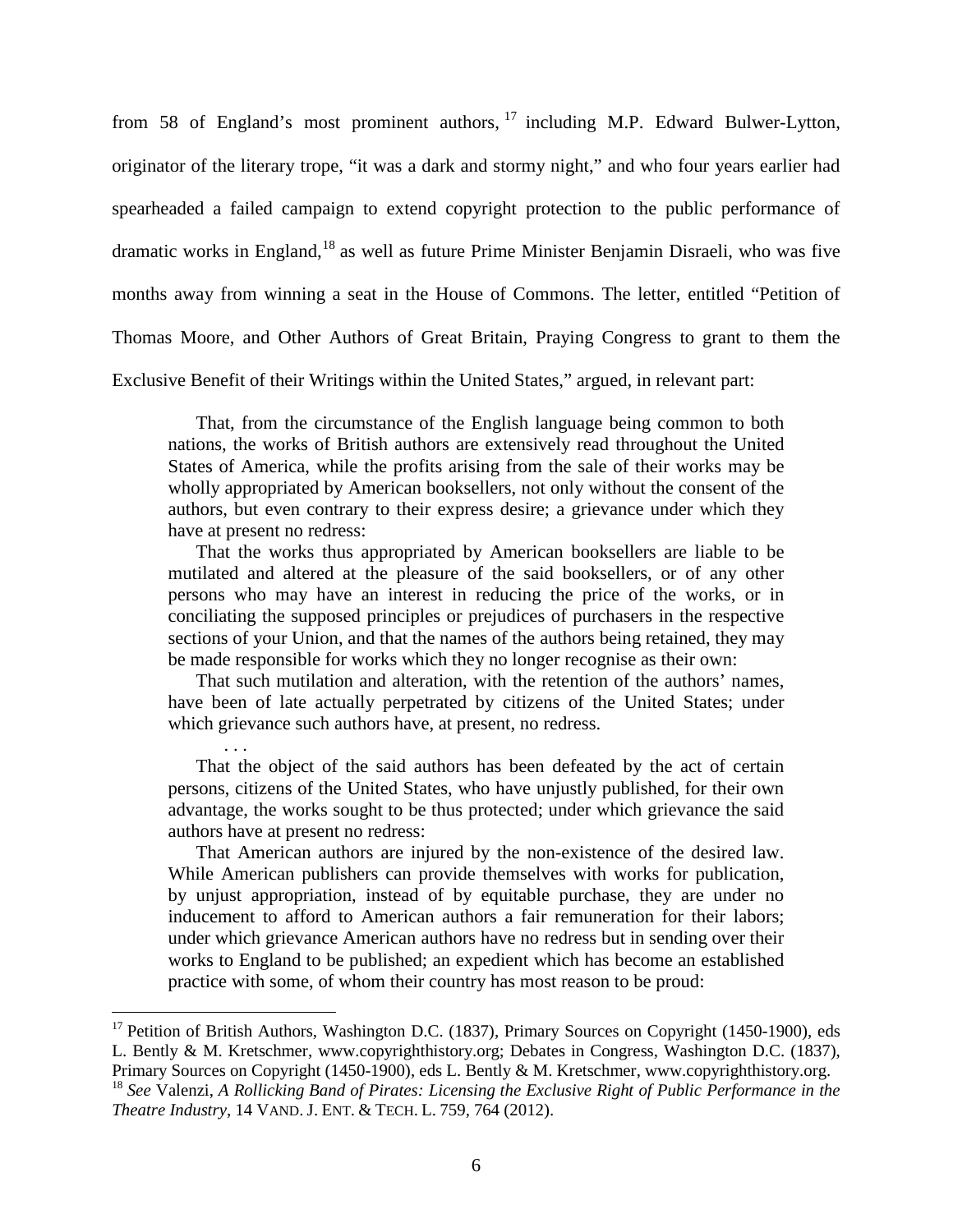from 58 of England's most prominent authors,[17] including M.P. Edward Bulwer-Lytton, originator of the literary trope, "it was a dark and stormy night," and who four years earlier had spearheaded a failed campaign to extend copyright protection to the public performance of dramatic works in England,[18] as well as future Prime Minister Benjamin Disraeli, who was five months away from winning a seat in the House of Commons. The letter, entitled "Petition of Thomas Moore, and Other Authors of Great Britain, Praying Congress to grant to them the Exclusive Benefit of their Writings within the United States," argued, in relevant part:

> That, from the circumstance of the English language being common to both nations, the works of British authors are extensively read throughout the United States of America, while the profits arising from the sale of their works may be wholly appropriated by American booksellers, not only without the consent of the authors, but even contrary to their express desire; a grievance under which they have at present no redress:
>
> That the works thus appropriated by American booksellers are liable to be mutilated and altered at the pleasure of the said booksellers, or of any other persons who may have an interest in reducing the price of the works, or in conciliating the supposed principles or prejudices of purchasers in the respective sections of your Union, and that the names of the authors being retained, they may be made responsible for works which they no longer recognise as their own:
>
> That such mutilation and alteration, with the retention of the authors' names, have been of late actually perpetrated by citizens of the United States; under which grievance such authors have, at present, no redress.
>
> . . .
>
> That the object of the said authors has been defeated by the act of certain persons, citizens of the United States, who have unjustly published, for their own advantage, the works sought to be thus protected; under which grievance the said authors have at present no redress:
>
> That American authors are injured by the non-existence of the desired law. While American publishers can provide themselves with works for publication, by unjust appropriation, instead of by equitable purchase, they are under no inducement to afford to American authors a fair remuneration for their labors; under which grievance American authors have no redress but in sending over their works to England to be published; an expedient which has become an established practice with some, of whom their country has most reason to be proud:

---

[17] Petition of British Authors, Washington D.C. (1837), Primary Sources on Copyright (1450-1900), eds L. Bently & M. Kretschmer, www.copyrighthistory.org; Debates in Congress, Washington D.C. (1837), Primary Sources on Copyright (1450-1900), eds L. Bently & M. Kretschmer, www.copyrighthistory.org.

[18] *See* Valenzi, *A Rollicking Band of Pirates: Licensing the Exclusive Right of Public Performance in the Theatre Industry*, 14 VAND. J. ENT. & TECH. L. 759, 764 (2012).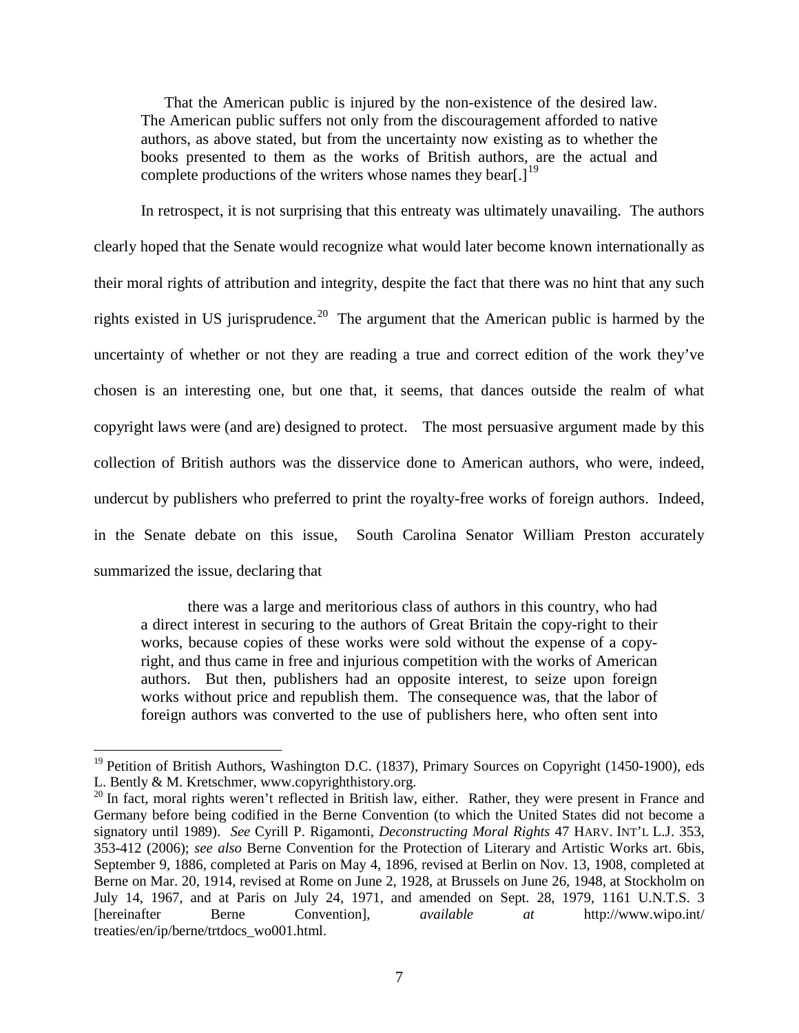> That the American public is injured by the non-existence of the desired law. The American public suffers not only from the discouragement afforded to native authors, as above stated, but from the uncertainty now existing as to whether the books presented to them as the works of British authors, are the actual and complete productions of the writers whose names they bear[.][19]

In retrospect, it is not surprising that this entreaty was ultimately unavailing. The authors clearly hoped that the Senate would recognize what would later become known internationally as their moral rights of attribution and integrity, despite the fact that there was no hint that any such rights existed in US jurisprudence.[20] The argument that the American public is harmed by the uncertainty of whether or not they are reading a true and correct edition of the work they've chosen is an interesting one, but one that, it seems, that dances outside the realm of what copyright laws were (and are) designed to protect. The most persuasive argument made by this collection of British authors was the disservice done to American authors, who were, indeed, undercut by publishers who preferred to print the royalty-free works of foreign authors. Indeed, in the Senate debate on this issue, South Carolina Senator William Preston accurately summarized the issue, declaring that

> there was a large and meritorious class of authors in this country, who had a direct interest in securing to the authors of Great Britain the copy-right to their works, because copies of these works were sold without the expense of a copy-right, and thus came in free and injurious competition with the works of American authors. But then, publishers had an opposite interest, to seize upon foreign works without price and republish them. The consequence was, that the labor of foreign authors was converted to the use of publishers here, who often sent into

---

[19] Petition of British Authors, Washington D.C. (1837), Primary Sources on Copyright (1450-1900), eds L. Bently & M. Kretschmer, www.copyrighthistory.org.

[20] In fact, moral rights weren't reflected in British law, either. Rather, they were present in France and Germany before being codified in the Berne Convention (to which the United States did not become a signatory until 1989). *See* Cyrill P. Rigamonti, *Deconstructing Moral Rights* 47 HARV. INT'L L.J. 353, 353-412 (2006); *see also* Berne Convention for the Protection of Literary and Artistic Works art. 6bis, September 9, 1886, completed at Paris on May 4, 1896, revised at Berlin on Nov. 13, 1908, completed at Berne on Mar. 20, 1914, revised at Rome on June 2, 1928, at Brussels on June 26, 1948, at Stockholm on July 14, 1967, and at Paris on July 24, 1971, and amended on Sept. 28, 1979, 1161 U.N.T.S. 3 [hereinafter Berne Convention], *available at* http://www.wipo.int/treaties/en/ip/berne/trtdocs_wo001.html.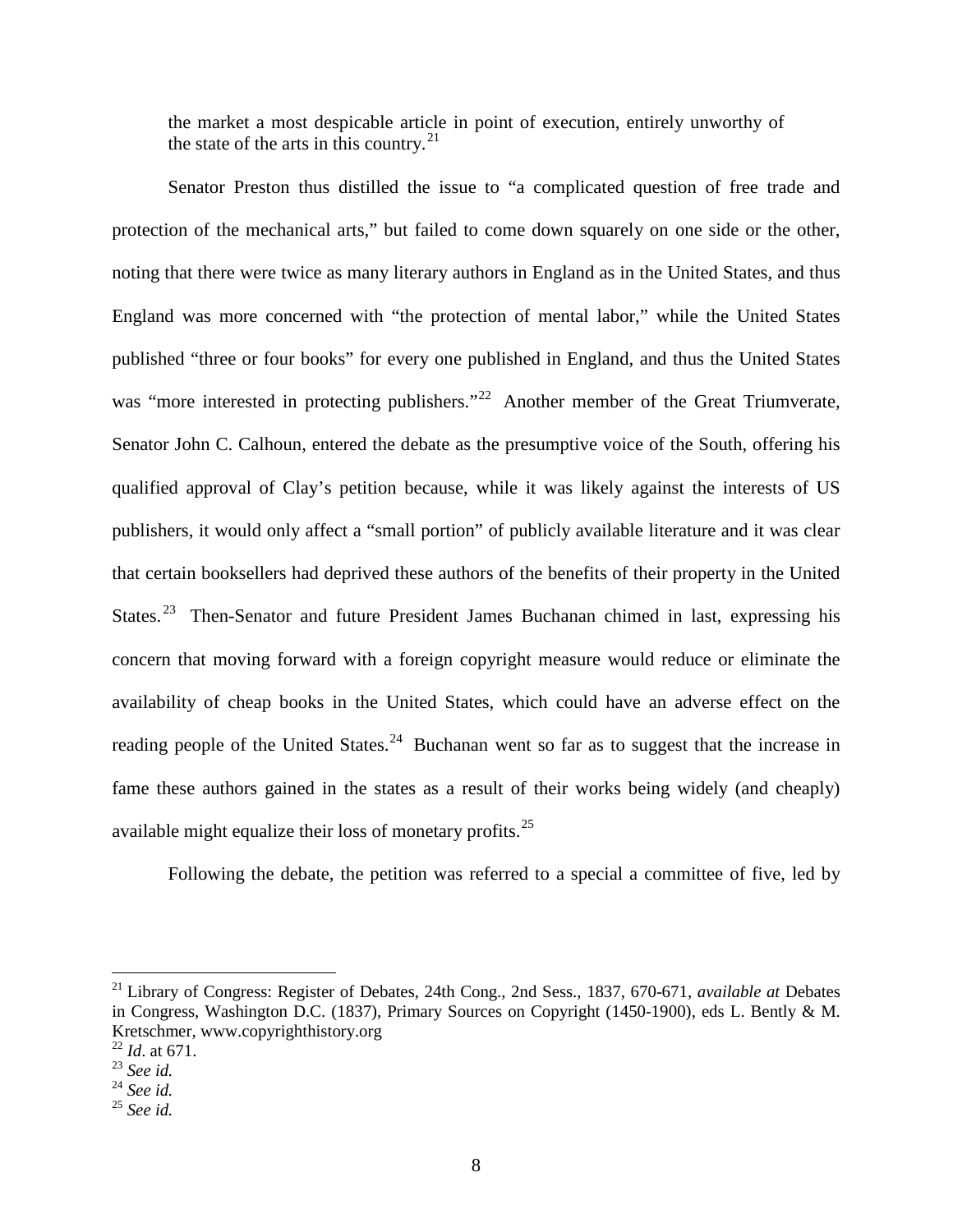> the market a most despicable article in point of execution, entirely unworthy of the state of the arts in this country.[21]

Senator Preston thus distilled the issue to "a complicated question of free trade and protection of the mechanical arts," but failed to come down squarely on one side or the other, noting that there were twice as many literary authors in England as in the United States, and thus England was more concerned with "the protection of mental labor," while the United States published "three or four books" for every one published in England, and thus the United States was "more interested in protecting publishers."[22] Another member of the Great Triumverate, Senator John C. Calhoun, entered the debate as the presumptive voice of the South, offering his qualified approval of Clay's petition because, while it was likely against the interests of US publishers, it would only affect a "small portion" of publicly available literature and it was clear that certain booksellers had deprived these authors of the benefits of their property in the United States.[23] Then-Senator and future President James Buchanan chimed in last, expressing his concern that moving forward with a foreign copyright measure would reduce or eliminate the availability of cheap books in the United States, which could have an adverse effect on the reading people of the United States.[24] Buchanan went so far as to suggest that the increase in fame these authors gained in the states as a result of their works being widely (and cheaply) available might equalize their loss of monetary profits.[25]

Following the debate, the petition was referred to a special a committee of five, led by

---

[21] Library of Congress: Register of Debates, 24th Cong., 2nd Sess., 1837, 670-671, *available at* Debates in Congress, Washington D.C. (1837), Primary Sources on Copyright (1450-1900), eds L. Bently & M. Kretschmer, www.copyrighthistory.org

[22] *Id*. at 671.

[23] *See id.*

[24] *See id.*

[25] *See id.*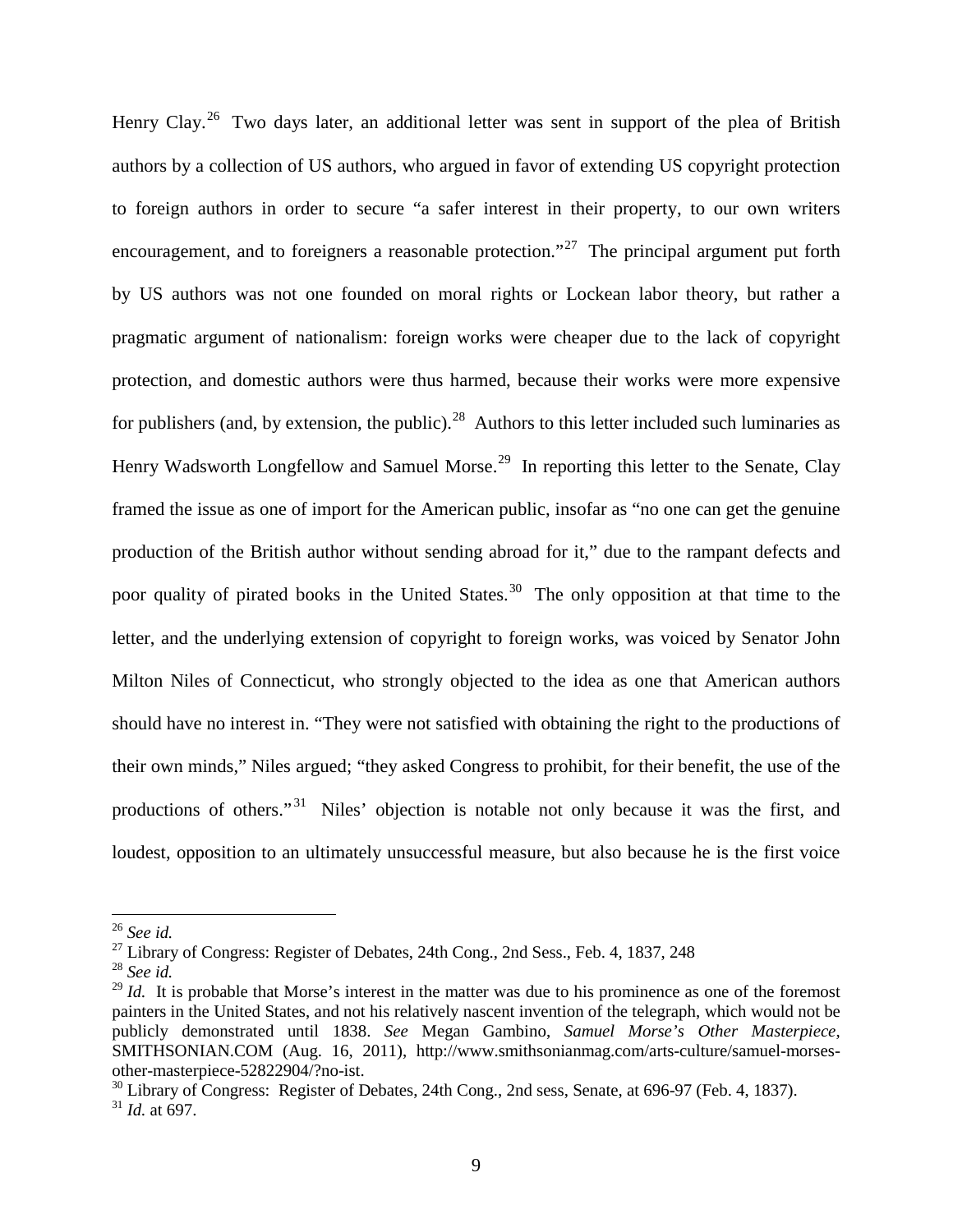Henry Clay.[26] Two days later, an additional letter was sent in support of the plea of British authors by a collection of US authors, who argued in favor of extending US copyright protection to foreign authors in order to secure "a safer interest in their property, to our own writers encouragement, and to foreigners a reasonable protection."[27] The principal argument put forth by US authors was not one founded on moral rights or Lockean labor theory, but rather a pragmatic argument of nationalism: foreign works were cheaper due to the lack of copyright protection, and domestic authors were thus harmed, because their works were more expensive for publishers (and, by extension, the public).[28] Authors to this letter included such luminaries as Henry Wadsworth Longfellow and Samuel Morse.[29] In reporting this letter to the Senate, Clay framed the issue as one of import for the American public, insofar as "no one can get the genuine production of the British author without sending abroad for it," due to the rampant defects and poor quality of pirated books in the United States.[30] The only opposition at that time to the letter, and the underlying extension of copyright to foreign works, was voiced by Senator John Milton Niles of Connecticut, who strongly objected to the idea as one that American authors should have no interest in. "They were not satisfied with obtaining the right to the productions of their own minds," Niles argued; "they asked Congress to prohibit, for their benefit, the use of the productions of others."[31] Niles' objection is notable not only because it was the first, and loudest, opposition to an ultimately unsuccessful measure, but also because he is the first voice

---

[26] *See id.*

[27] Library of Congress: Register of Debates, 24th Cong., 2nd Sess., Feb. 4, 1837, 248

[28] *See id.*

[29] *Id.* It is probable that Morse's interest in the matter was due to his prominence as one of the foremost painters in the United States, and not his relatively nascent invention of the telegraph, which would not be publicly demonstrated until 1838. *See* Megan Gambino, *Samuel Morse's Other Masterpiece*, SMITHSONIAN.COM (Aug. 16, 2011), http://www.smithsonianmag.com/arts-culture/samuel-morses-other-masterpiece-52822904/?no-ist.

[30] Library of Congress: Register of Debates, 24th Cong., 2nd sess, Senate, at 696-97 (Feb. 4, 1837).

[31] *Id.* at 697.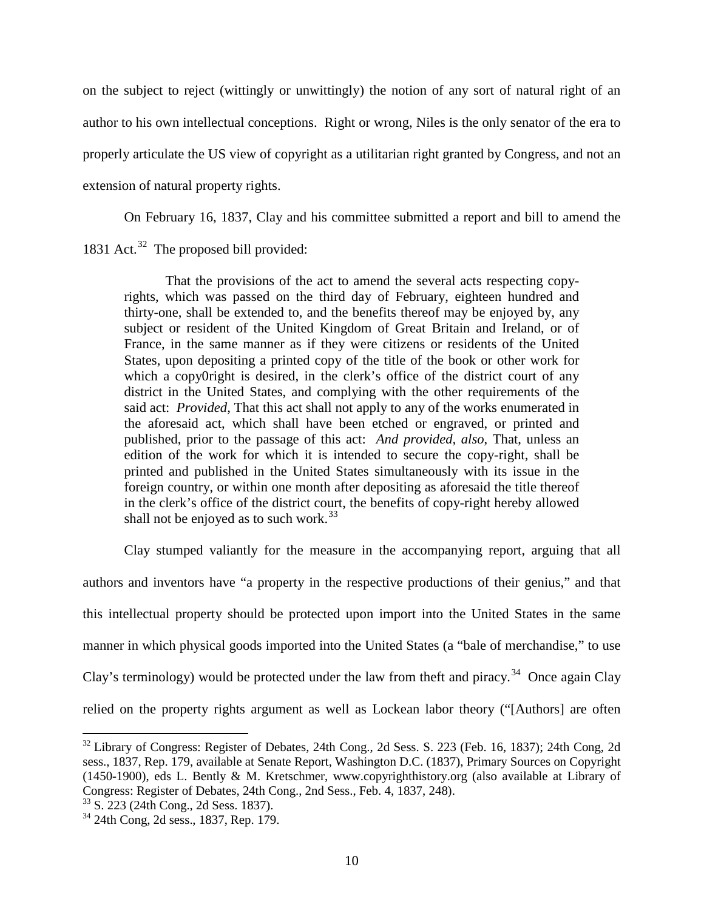on the subject to reject (wittingly or unwittingly) the notion of any sort of natural right of an author to his own intellectual conceptions. Right or wrong, Niles is the only senator of the era to properly articulate the US view of copyright as a utilitarian right granted by Congress, and not an extension of natural property rights.

On February 16, 1837, Clay and his committee submitted a report and bill to amend the 1831 Act.[32] The proposed bill provided:

> That the provisions of the act to amend the several acts respecting copy-rights, which was passed on the third day of February, eighteen hundred and thirty-one, shall be extended to, and the benefits thereof may be enjoyed by, any subject or resident of the United Kingdom of Great Britain and Ireland, or of France, in the same manner as if they were citizens or residents of the United States, upon depositing a printed copy of the title of the book or other work for which a copy0right is desired, in the clerk's office of the district court of any district in the United States, and complying with the other requirements of the said act: *Provided*, That this act shall not apply to any of the works enumerated in the aforesaid act, which shall have been etched or engraved, or printed and published, prior to the passage of this act: *And provided, also*, That, unless an edition of the work for which it is intended to secure the copy-right, shall be printed and published in the United States simultaneously with its issue in the foreign country, or within one month after depositing as aforesaid the title thereof in the clerk's office of the district court, the benefits of copy-right hereby allowed shall not be enjoyed as to such work.[33]

Clay stumped valiantly for the measure in the accompanying report, arguing that all authors and inventors have "a property in the respective productions of their genius," and that this intellectual property should be protected upon import into the United States in the same manner in which physical goods imported into the United States (a "bale of merchandise," to use Clay's terminology) would be protected under the law from theft and piracy.[34] Once again Clay relied on the property rights argument as well as Lockean labor theory ("[Authors] are often

---

[32] Library of Congress: Register of Debates, 24th Cong., 2d Sess. S. 223 (Feb. 16, 1837); 24th Cong, 2d sess., 1837, Rep. 179, available at Senate Report, Washington D.C. (1837), Primary Sources on Copyright (1450-1900), eds L. Bently & M. Kretschmer, www.copyrighthistory.org (also available at Library of Congress: Register of Debates, 24th Cong., 2nd Sess., Feb. 4, 1837, 248).

[33] S. 223 (24th Cong., 2d Sess. 1837).

[34] 24th Cong, 2d sess., 1837, Rep. 179.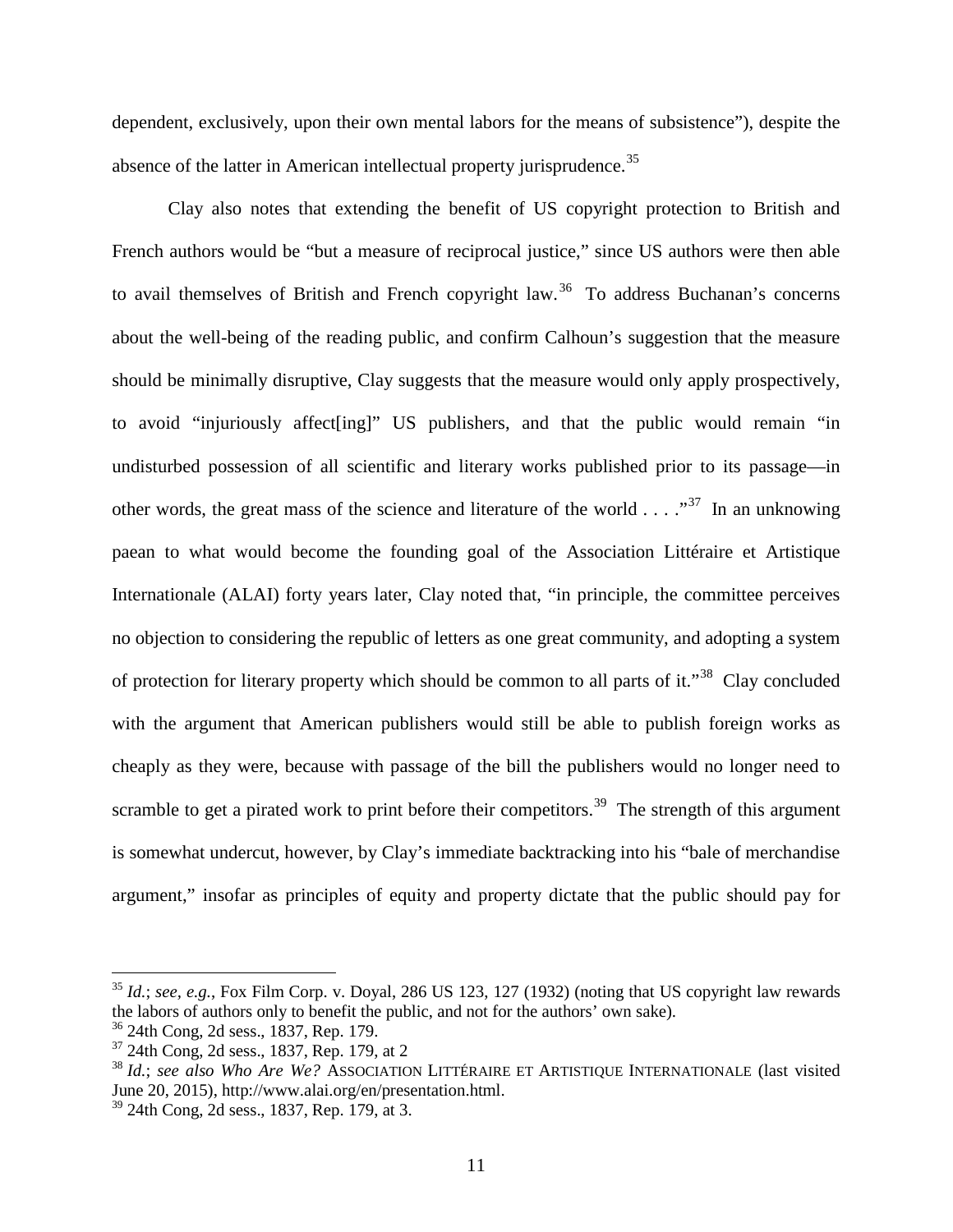dependent, exclusively, upon their own mental labors for the means of subsistence"), despite the absence of the latter in American intellectual property jurisprudence.[35]

Clay also notes that extending the benefit of US copyright protection to British and French authors would be "but a measure of reciprocal justice," since US authors were then able to avail themselves of British and French copyright law.[36] To address Buchanan's concerns about the well-being of the reading public, and confirm Calhoun's suggestion that the measure should be minimally disruptive, Clay suggests that the measure would only apply prospectively, to avoid "injuriously affect[ing]" US publishers, and that the public would remain "in undisturbed possession of all scientific and literary works published prior to its passage—in other words, the great mass of the science and literature of the world . . . ."[37] In an unknowing paean to what would become the founding goal of the Association Littéraire et Artistique Internationale (ALAI) forty years later, Clay noted that, "in principle, the committee perceives no objection to considering the republic of letters as one great community, and adopting a system of protection for literary property which should be common to all parts of it."[38] Clay concluded with the argument that American publishers would still be able to publish foreign works as cheaply as they were, because with passage of the bill the publishers would no longer need to scramble to get a pirated work to print before their competitors.[39] The strength of this argument is somewhat undercut, however, by Clay's immediate backtracking into his "bale of merchandise argument," insofar as principles of equity and property dictate that the public should pay for

---

[35] *Id.*; *see, e.g.*, Fox Film Corp. v. Doyal, 286 US 123, 127 (1932) (noting that US copyright law rewards the labors of authors only to benefit the public, and not for the authors' own sake).

[36] 24th Cong, 2d sess., 1837, Rep. 179.

[37] 24th Cong, 2d sess., 1837, Rep. 179, at 2

[38] *Id.*; *see also Who Are We?* ASSOCIATION LITTÉRAIRE ET ARTISTIQUE INTERNATIONALE (last visited June 20, 2015), http://www.alai.org/en/presentation.html.

[39] 24th Cong, 2d sess., 1837, Rep. 179, at 3.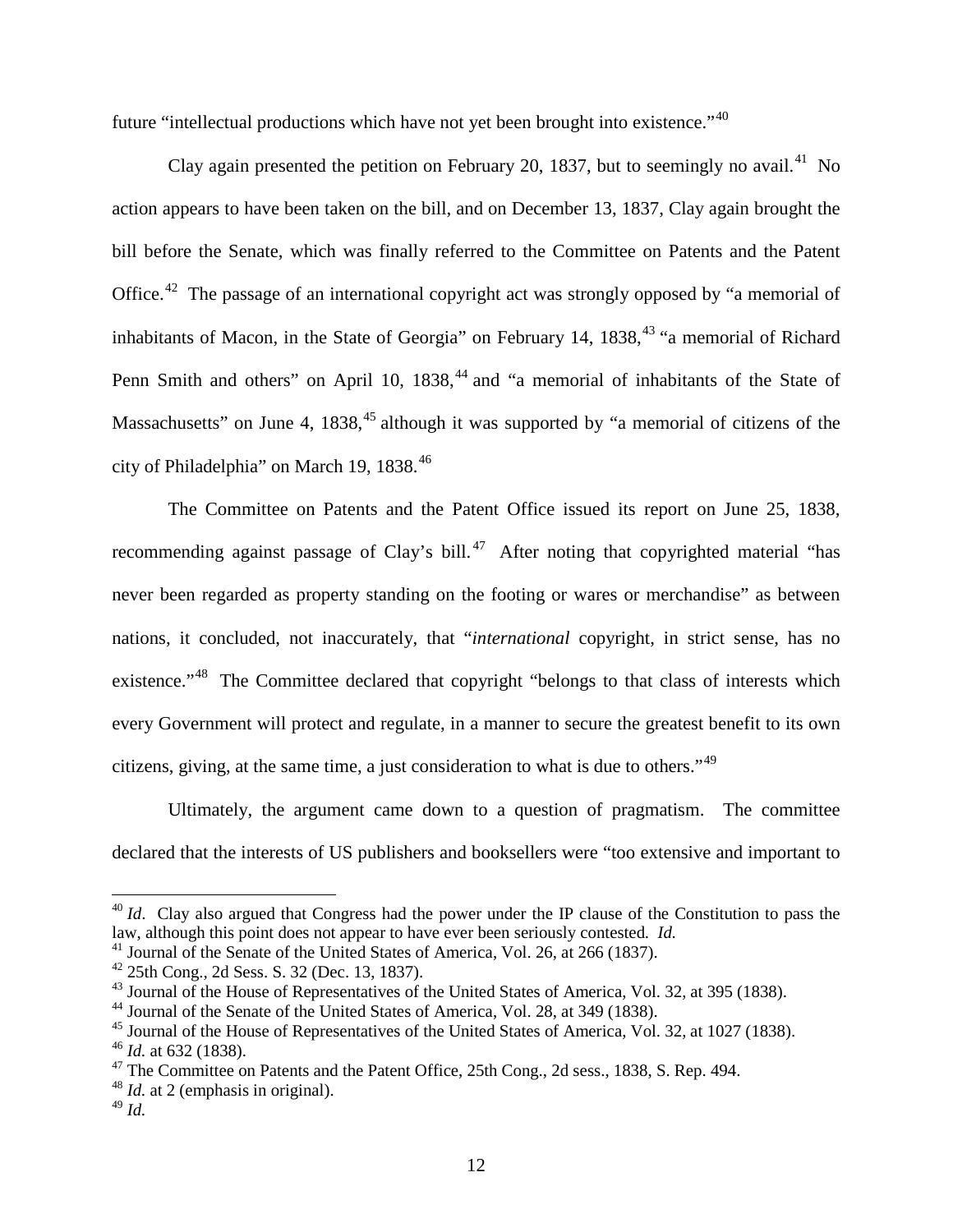future "intellectual productions which have not yet been brought into existence."[40]

Clay again presented the petition on February 20, 1837, but to seemingly no avail.[41] No action appears to have been taken on the bill, and on December 13, 1837, Clay again brought the bill before the Senate, which was finally referred to the Committee on Patents and the Patent Office.[42] The passage of an international copyright act was strongly opposed by "a memorial of inhabitants of Macon, in the State of Georgia" on February 14, 1838,[43] "a memorial of Richard Penn Smith and others" on April 10, 1838,[44] and "a memorial of inhabitants of the State of Massachusetts" on June 4, 1838,[45] although it was supported by "a memorial of citizens of the city of Philadelphia" on March 19, 1838.[46]

The Committee on Patents and the Patent Office issued its report on June 25, 1838, recommending against passage of Clay's bill.[47] After noting that copyrighted material "has never been regarded as property standing on the footing or wares or merchandise" as between nations, it concluded, not inaccurately, that "*international* copyright, in strict sense, has no existence."[48] The Committee declared that copyright "belongs to that class of interests which every Government will protect and regulate, in a manner to secure the greatest benefit to its own citizens, giving, at the same time, a just consideration to what is due to others."[49]

Ultimately, the argument came down to a question of pragmatism. The committee declared that the interests of US publishers and booksellers were "too extensive and important to

---

[40] *Id*. Clay also argued that Congress had the power under the IP clause of the Constitution to pass the law, although this point does not appear to have ever been seriously contested. *Id.*

[41] Journal of the Senate of the United States of America, Vol. 26, at 266 (1837).

[42] 25th Cong., 2d Sess. S. 32 (Dec. 13, 1837).

[43] Journal of the House of Representatives of the United States of America, Vol. 32, at 395 (1838).

[44] Journal of the Senate of the United States of America, Vol. 28, at 349 (1838).

[45] Journal of the House of Representatives of the United States of America, Vol. 32, at 1027 (1838).

[46] *Id.* at 632 (1838).

[47] The Committee on Patents and the Patent Office, 25th Cong., 2d sess., 1838, S. Rep. 494.

[48] *Id.* at 2 (emphasis in original).

[49] *Id.*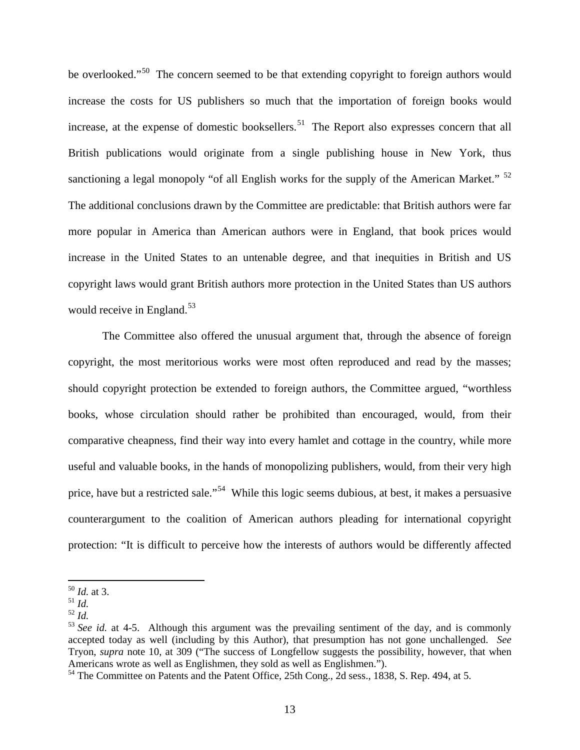be overlooked."[50] The concern seemed to be that extending copyright to foreign authors would increase the costs for US publishers so much that the importation of foreign books would increase, at the expense of domestic booksellers.[51] The Report also expresses concern that all British publications would originate from a single publishing house in New York, thus sanctioning a legal monopoly "of all English works for the supply of the American Market." [52] The additional conclusions drawn by the Committee are predictable: that British authors were far more popular in America than American authors were in England, that book prices would increase in the United States to an untenable degree, and that inequities in British and US copyright laws would grant British authors more protection in the United States than US authors would receive in England.[53]

The Committee also offered the unusual argument that, through the absence of foreign copyright, the most meritorious works were most often reproduced and read by the masses; should copyright protection be extended to foreign authors, the Committee argued, "worthless books, whose circulation should rather be prohibited than encouraged, would, from their comparative cheapness, find their way into every hamlet and cottage in the country, while more useful and valuable books, in the hands of monopolizing publishers, would, from their very high price, have but a restricted sale."[54] While this logic seems dubious, at best, it makes a persuasive counterargument to the coalition of American authors pleading for international copyright protection: "It is difficult to perceive how the interests of authors would be differently affected

---

[50] *Id.* at 3.

[51] *Id.*

[52] *Id.*

[53] *See id.* at 4-5. Although this argument was the prevailing sentiment of the day, and is commonly accepted today as well (including by this Author), that presumption has not gone unchallenged. *See* Tryon, *supra* note 10, at 309 ("The success of Longfellow suggests the possibility, however, that when Americans wrote as well as Englishmen, they sold as well as Englishmen.").

[54] The Committee on Patents and the Patent Office, 25th Cong., 2d sess., 1838, S. Rep. 494, at 5.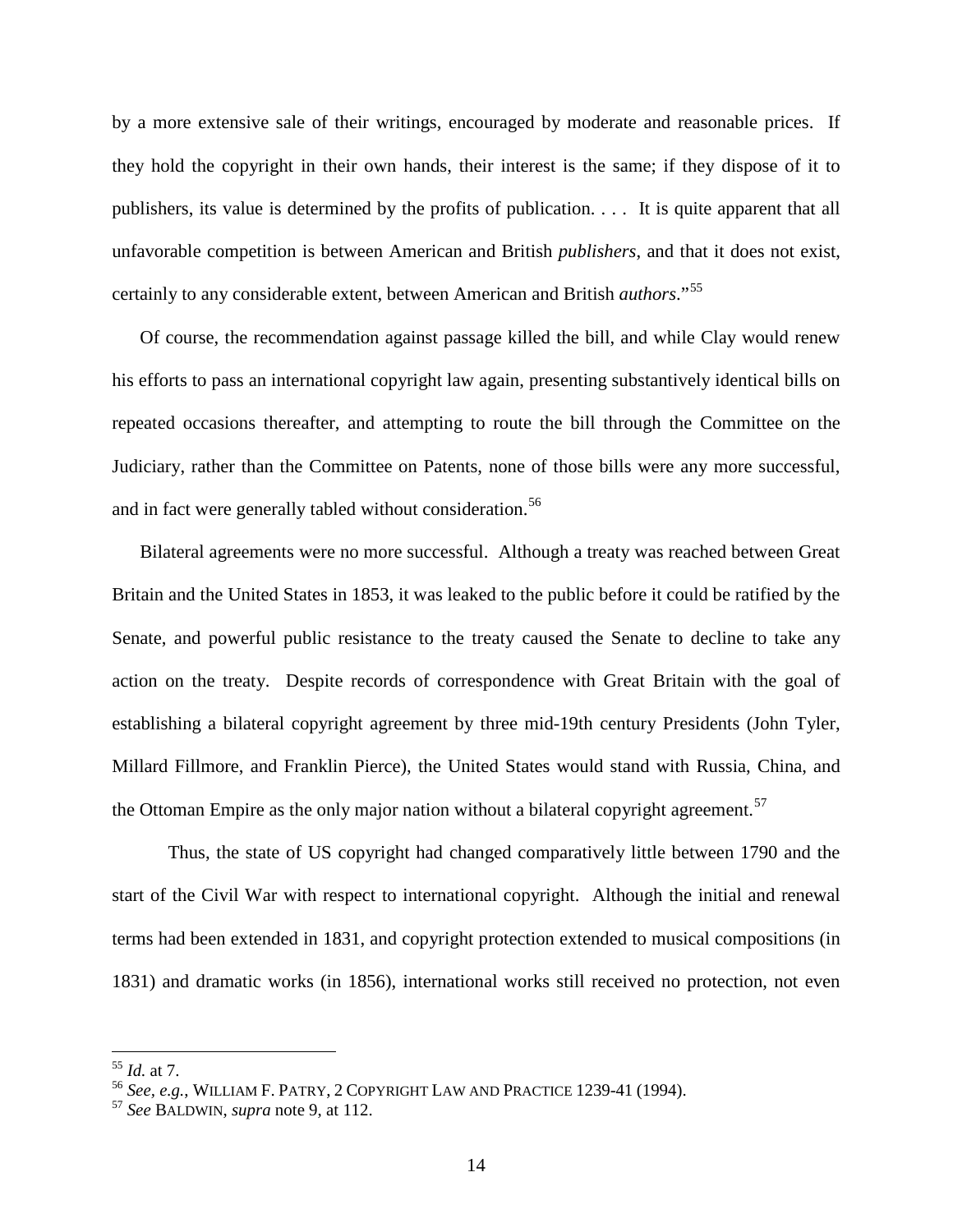by a more extensive sale of their writings, encouraged by moderate and reasonable prices. If they hold the copyright in their own hands, their interest is the same; if they dispose of it to publishers, its value is determined by the profits of publication. . . . It is quite apparent that all unfavorable competition is between American and British *publishers*, and that it does not exist, certainly to any considerable extent, between American and British *authors*."[55]

Of course, the recommendation against passage killed the bill, and while Clay would renew his efforts to pass an international copyright law again, presenting substantively identical bills on repeated occasions thereafter, and attempting to route the bill through the Committee on the Judiciary, rather than the Committee on Patents, none of those bills were any more successful, and in fact were generally tabled without consideration.[56]

Bilateral agreements were no more successful. Although a treaty was reached between Great Britain and the United States in 1853, it was leaked to the public before it could be ratified by the Senate, and powerful public resistance to the treaty caused the Senate to decline to take any action on the treaty. Despite records of correspondence with Great Britain with the goal of establishing a bilateral copyright agreement by three mid-19th century Presidents (John Tyler, Millard Fillmore, and Franklin Pierce), the United States would stand with Russia, China, and the Ottoman Empire as the only major nation without a bilateral copyright agreement.[57]

Thus, the state of US copyright had changed comparatively little between 1790 and the start of the Civil War with respect to international copyright. Although the initial and renewal terms had been extended in 1831, and copyright protection extended to musical compositions (in 1831) and dramatic works (in 1856), international works still received no protection, not even

---

[55] *Id.* at 7.

[56] *See, e.g.*, WILLIAM F. PATRY, 2 COPYRIGHT LAW AND PRACTICE 1239-41 (1994).

[57] *See* BALDWIN, *supra* note 9, at 112.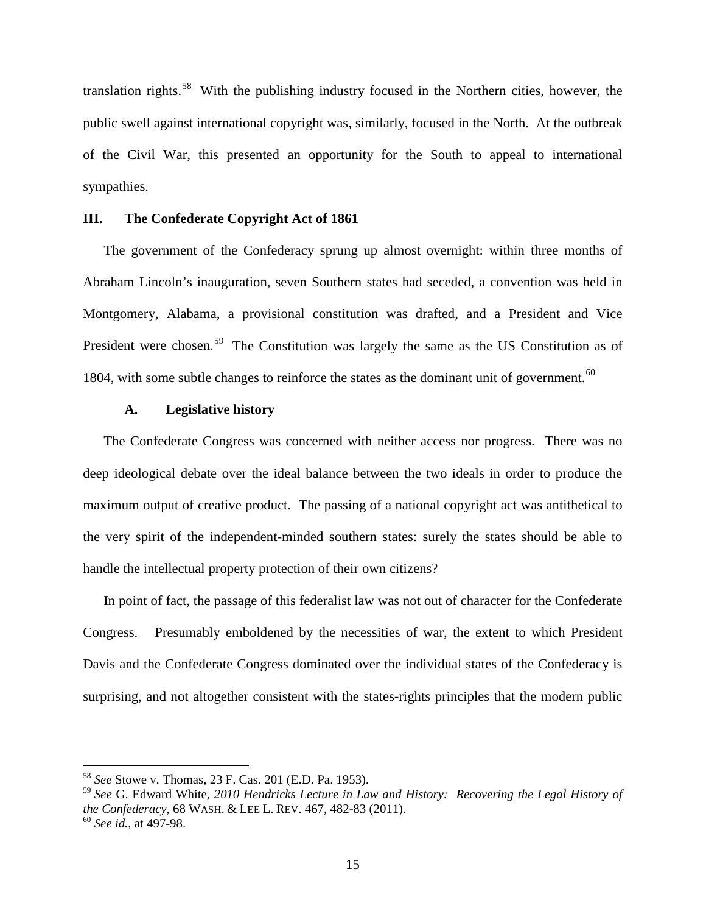translation rights.[58] With the publishing industry focused in the Northern cities, however, the public swell against international copyright was, similarly, focused in the North. At the outbreak of the Civil War, this presented an opportunity for the South to appeal to international sympathies.

## III. The Confederate Copyright Act of 1861

The government of the Confederacy sprung up almost overnight: within three months of Abraham Lincoln's inauguration, seven Southern states had seceded, a convention was held in Montgomery, Alabama, a provisional constitution was drafted, and a President and Vice President were chosen.[59] The Constitution was largely the same as the US Constitution as of 1804, with some subtle changes to reinforce the states as the dominant unit of government.[60]

### A. Legislative history

The Confederate Congress was concerned with neither access nor progress. There was no deep ideological debate over the ideal balance between the two ideals in order to produce the maximum output of creative product. The passing of a national copyright act was antithetical to the very spirit of the independent-minded southern states: surely the states should be able to handle the intellectual property protection of their own citizens?

In point of fact, the passage of this federalist law was not out of character for the Confederate Congress. Presumably emboldened by the necessities of war, the extent to which President Davis and the Confederate Congress dominated over the individual states of the Confederacy is surprising, and not altogether consistent with the states-rights principles that the modern public

---

[58] *See* Stowe v. Thomas, 23 F. Cas. 201 (E.D. Pa. 1953).

[59] *See* G. Edward White, *2010 Hendricks Lecture in Law and History: Recovering the Legal History of the Confederacy*, 68 WASH. & LEE L. REV. 467, 482-83 (2011).

[60] *See id.*, at 497-98.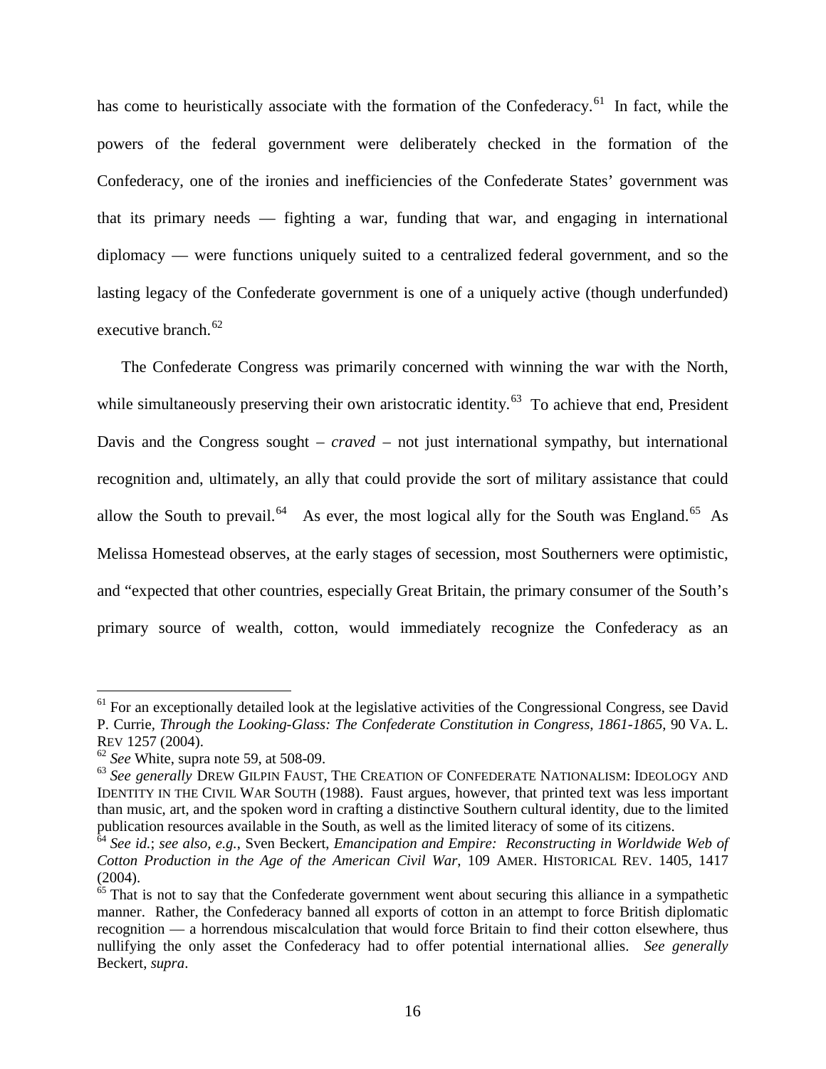has come to heuristically associate with the formation of the Confederacy.[61] In fact, while the powers of the federal government were deliberately checked in the formation of the Confederacy, one of the ironies and inefficiencies of the Confederate States' government was that its primary needs — fighting a war, funding that war, and engaging in international diplomacy — were functions uniquely suited to a centralized federal government, and so the lasting legacy of the Confederate government is one of a uniquely active (though underfunded) executive branch.[62]

The Confederate Congress was primarily concerned with winning the war with the North, while simultaneously preserving their own aristocratic identity.[63] To achieve that end, President Davis and the Congress sought – *craved* – not just international sympathy, but international recognition and, ultimately, an ally that could provide the sort of military assistance that could allow the South to prevail.[64] As ever, the most logical ally for the South was England.[65] As Melissa Homestead observes, at the early stages of secession, most Southerners were optimistic, and "expected that other countries, especially Great Britain, the primary consumer of the South's primary source of wealth, cotton, would immediately recognize the Confederacy as an

---

[61] For an exceptionally detailed look at the legislative activities of the Congressional Congress, see David P. Currie, *Through the Looking-Glass: The Confederate Constitution in Congress, 1861-1865*, 90 VA. L. REV 1257 (2004).

[62] *See* White, supra note 59, at 508-09.

[63] *See generally* DREW GILPIN FAUST, THE CREATION OF CONFEDERATE NATIONALISM: IDEOLOGY AND IDENTITY IN THE CIVIL WAR SOUTH (1988). Faust argues, however, that printed text was less important than music, art, and the spoken word in crafting a distinctive Southern cultural identity, due to the limited publication resources available in the South, as well as the limited literacy of some of its citizens.

[64] *See id.*; *see also, e.g.*, Sven Beckert, *Emancipation and Empire: Reconstructing in Worldwide Web of Cotton Production in the Age of the American Civil War*, 109 AMER. HISTORICAL REV. 1405, 1417 (2004).

[65] That is not to say that the Confederate government went about securing this alliance in a sympathetic manner. Rather, the Confederacy banned all exports of cotton in an attempt to force British diplomatic recognition — a horrendous miscalculation that would force Britain to find their cotton elsewhere, thus nullifying the only asset the Confederacy had to offer potential international allies. *See generally* Beckert, *supra*.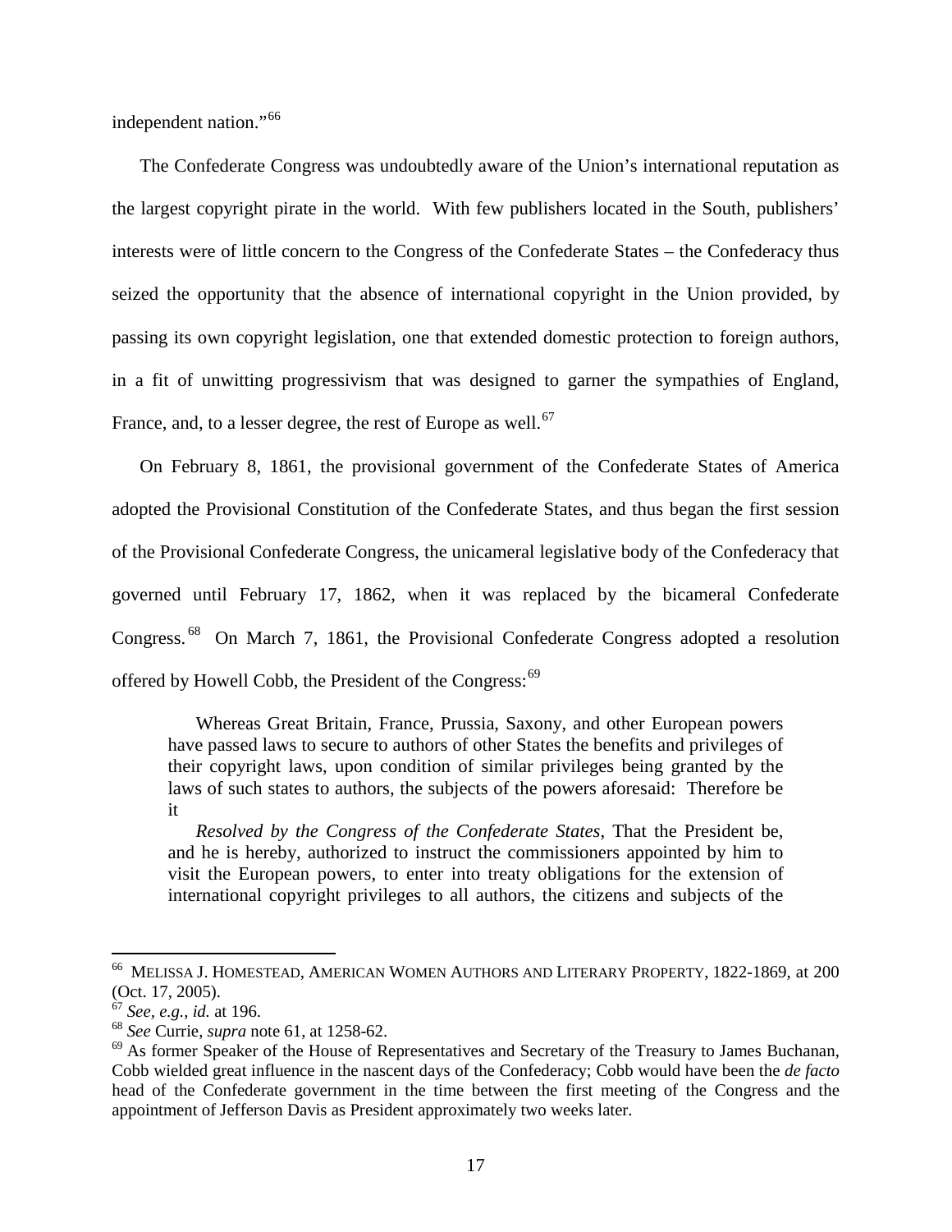independent nation."[66]

The Confederate Congress was undoubtedly aware of the Union's international reputation as the largest copyright pirate in the world. With few publishers located in the South, publishers' interests were of little concern to the Congress of the Confederate States – the Confederacy thus seized the opportunity that the absence of international copyright in the Union provided, by passing its own copyright legislation, one that extended domestic protection to foreign authors, in a fit of unwitting progressivism that was designed to garner the sympathies of England, France, and, to a lesser degree, the rest of Europe as well.[67]

On February 8, 1861, the provisional government of the Confederate States of America adopted the Provisional Constitution of the Confederate States, and thus began the first session of the Provisional Confederate Congress, the unicameral legislative body of the Confederacy that governed until February 17, 1862, when it was replaced by the bicameral Confederate Congress.[68] On March 7, 1861, the Provisional Confederate Congress adopted a resolution offered by Howell Cobb, the President of the Congress:[69]

> Whereas Great Britain, France, Prussia, Saxony, and other European powers have passed laws to secure to authors of other States the benefits and privileges of their copyright laws, upon condition of similar privileges being granted by the laws of such states to authors, the subjects of the powers aforesaid: Therefore be it
>
> *Resolved by the Congress of the Confederate States*, That the President be, and he is hereby, authorized to instruct the commissioners appointed by him to visit the European powers, to enter into treaty obligations for the extension of international copyright privileges to all authors, the citizens and subjects of the

---

[66] MELISSA J. HOMESTEAD, AMERICAN WOMEN AUTHORS AND LITERARY PROPERTY, 1822-1869, at 200 (Oct. 17, 2005).

[67] *See*, *e.g.*, *id.* at 196.

[68] *See* Currie, *supra* note 61, at 1258-62.

[69] As former Speaker of the House of Representatives and Secretary of the Treasury to James Buchanan, Cobb wielded great influence in the nascent days of the Confederacy; Cobb would have been the *de facto* head of the Confederate government in the time between the first meeting of the Congress and the appointment of Jefferson Davis as President approximately two weeks later.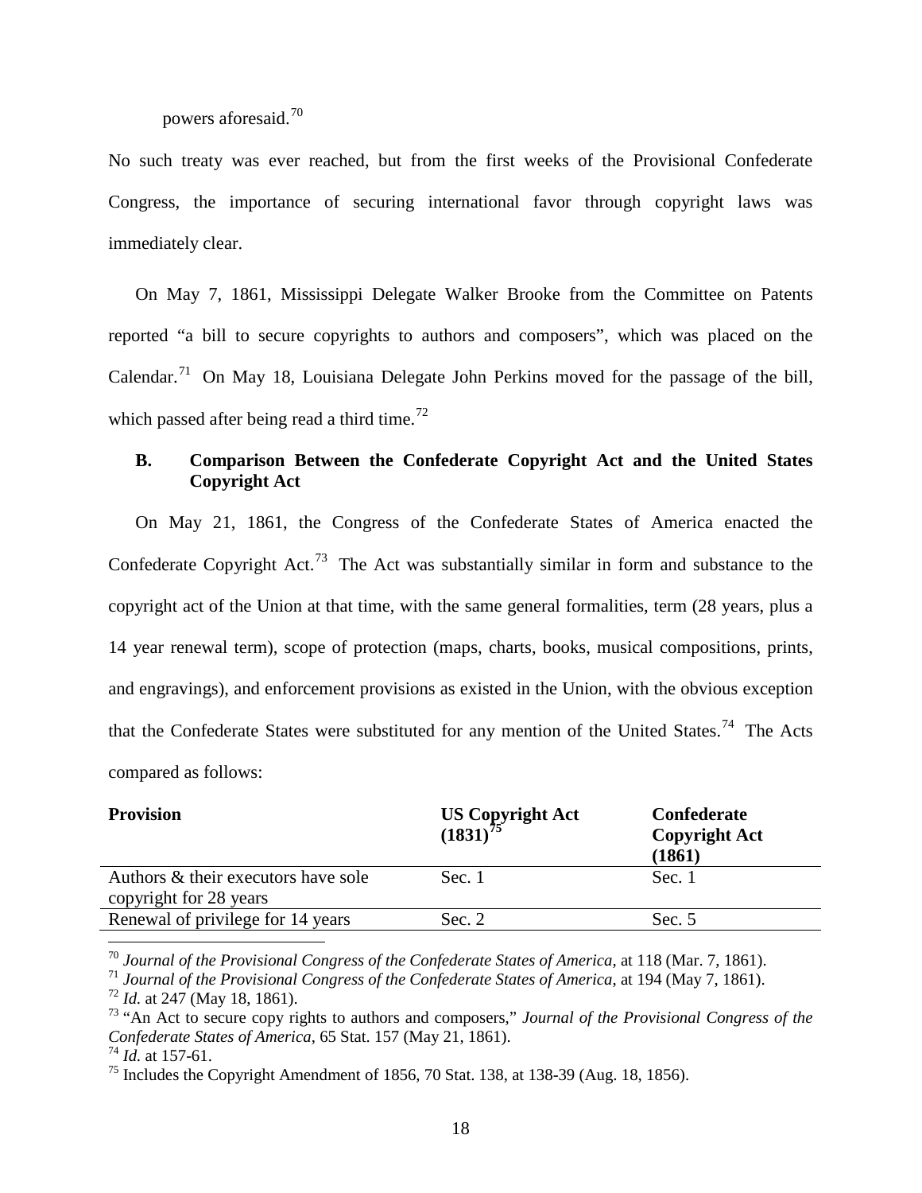powers aforesaid.[70]

No such treaty was ever reached, but from the first weeks of the Provisional Confederate Congress, the importance of securing international favor through copyright laws was immediately clear.

On May 7, 1861, Mississippi Delegate Walker Brooke from the Committee on Patents reported "a bill to secure copyrights to authors and composers", which was placed on the Calendar.[71] On May 18, Louisiana Delegate John Perkins moved for the passage of the bill, which passed after being read a third time.[72]

### B. Comparison Between the Confederate Copyright Act and the United States Copyright Act

On May 21, 1861, the Congress of the Confederate States of America enacted the Confederate Copyright Act.[73] The Act was substantially similar in form and substance to the copyright act of the Union at that time, with the same general formalities, term (28 years, plus a 14 year renewal term), scope of protection (maps, charts, books, musical compositions, prints, and engravings), and enforcement provisions as existed in the Union, with the obvious exception that the Confederate States were substituted for any mention of the United States.[74] The Acts compared as follows:

| **Provision** | **US Copyright Act (1831)**[75] | **Confederate Copyright Act (1861)** |
|---|---|---|
| Authors & their executors have sole copyright for 28 years | Sec. 1 | Sec. 1 |
| Renewal of privilege for 14 years | Sec. 2 | Sec. 5 |

[70] *Journal of the Provisional Congress of the Confederate States of America*, at 118 (Mar. 7, 1861).
[71] *Journal of the Provisional Congress of the Confederate States of America*, at 194 (May 7, 1861).
[72] *Id.* at 247 (May 18, 1861).
[73] "An Act to secure copy rights to authors and composers," *Journal of the Provisional Congress of the Confederate States of America*, 65 Stat. 157 (May 21, 1861).
[74] *Id.* at 157-61.
[75] Includes the Copyright Amendment of 1856, 70 Stat. 138, at 138-39 (Aug. 18, 1856).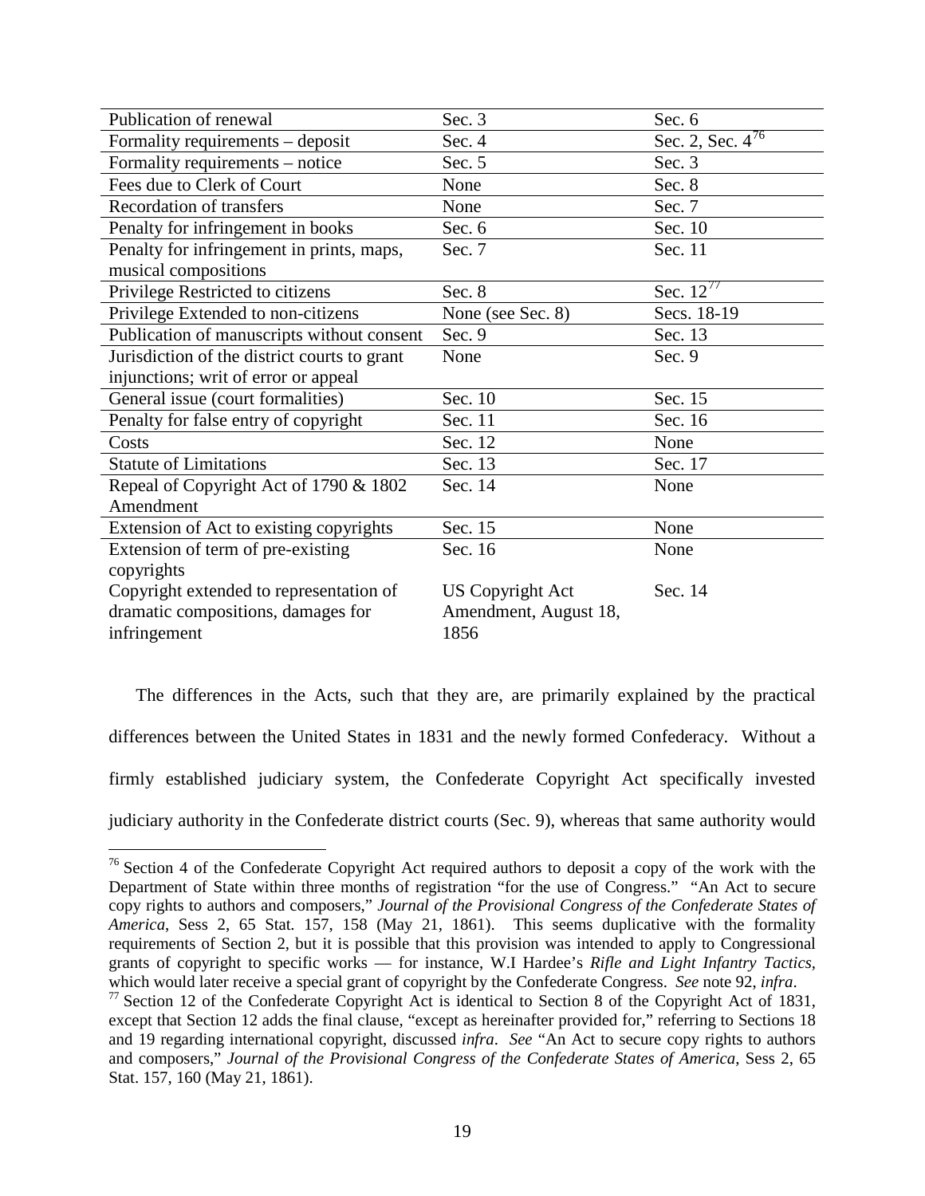| | | |
|---|---|---|
| Publication of renewal | Sec. 3 | Sec. 6 |
| Formality requirements – deposit | Sec. 4 | Sec. 2, Sec. 4[76] |
| Formality requirements – notice | Sec. 5 | Sec. 3 |
| Fees due to Clerk of Court | None | Sec. 8 |
| Recordation of transfers | None | Sec. 7 |
| Penalty for infringement in books | Sec. 6 | Sec. 10 |
| Penalty for infringement in prints, maps, musical compositions | Sec. 7 | Sec. 11 |
| Privilege Restricted to citizens | Sec. 8 | Sec. 12[77] |
| Privilege Extended to non-citizens | None (see Sec. 8) | Secs. 18-19 |
| Publication of manuscripts without consent | Sec. 9 | Sec. 13 |
| Jurisdiction of the district courts to grant injunctions; writ of error or appeal | None | Sec. 9 |
| General issue (court formalities) | Sec. 10 | Sec. 15 |
| Penalty for false entry of copyright | Sec. 11 | Sec. 16 |
| Costs | Sec. 12 | None |
| Statute of Limitations | Sec. 13 | Sec. 17 |
| Repeal of Copyright Act of 1790 & 1802 Amendment | Sec. 14 | None |
| Extension of Act to existing copyrights | Sec. 15 | None |
| Extension of term of pre-existing copyrights | Sec. 16 | None |
| Copyright extended to representation of dramatic compositions, damages for infringement | US Copyright Act Amendment, August 18, 1856 | Sec. 14 |

The differences in the Acts, such that they are, are primarily explained by the practical differences between the United States in 1831 and the newly formed Confederacy. Without a firmly established judiciary system, the Confederate Copyright Act specifically invested judiciary authority in the Confederate district courts (Sec. 9), whereas that same authority would

[76] Section 4 of the Confederate Copyright Act required authors to deposit a copy of the work with the Department of State within three months of registration "for the use of Congress." "An Act to secure copy rights to authors and composers," *Journal of the Provisional Congress of the Confederate States of America*, Sess 2, 65 Stat. 157, 158 (May 21, 1861). This seems duplicative with the formality requirements of Section 2, but it is possible that this provision was intended to apply to Congressional grants of copyright to specific works — for instance, W.I Hardee's *Rifle and Light Infantry Tactics,* which would later receive a special grant of copyright by the Confederate Congress. *See* note 92, *infra*.

[77] Section 12 of the Confederate Copyright Act is identical to Section 8 of the Copyright Act of 1831, except that Section 12 adds the final clause, "except as hereinafter provided for," referring to Sections 18 and 19 regarding international copyright, discussed *infra*. *See* "An Act to secure copy rights to authors and composers," *Journal of the Provisional Congress of the Confederate States of America,* Sess 2, 65 Stat. 157, 160 (May 21, 1861).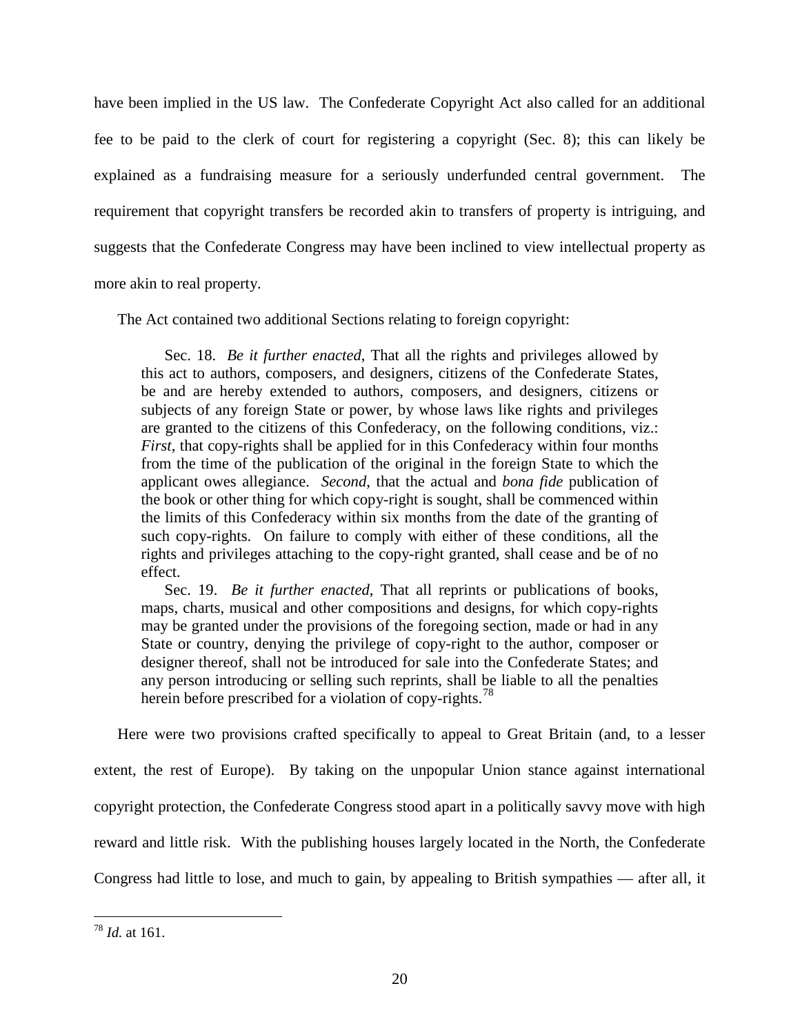have been implied in the US law. The Confederate Copyright Act also called for an additional fee to be paid to the clerk of court for registering a copyright (Sec. 8); this can likely be explained as a fundraising measure for a seriously underfunded central government. The requirement that copyright transfers be recorded akin to transfers of property is intriguing, and suggests that the Confederate Congress may have been inclined to view intellectual property as more akin to real property.

The Act contained two additional Sections relating to foreign copyright:

> Sec. 18. *Be it further enacted*, That all the rights and privileges allowed by this act to authors, composers, and designers, citizens of the Confederate States, be and are hereby extended to authors, composers, and designers, citizens or subjects of any foreign State or power, by whose laws like rights and privileges are granted to the citizens of this Confederacy, on the following conditions, viz.: *First*, that copy-rights shall be applied for in this Confederacy within four months from the time of the publication of the original in the foreign State to which the applicant owes allegiance. *Second*, that the actual and *bona fide* publication of the book or other thing for which copy-right is sought, shall be commenced within the limits of this Confederacy within six months from the date of the granting of such copy-rights. On failure to comply with either of these conditions, all the rights and privileges attaching to the copy-right granted, shall cease and be of no effect.
>
> Sec. 19. *Be it further enacted*, That all reprints or publications of books, maps, charts, musical and other compositions and designs, for which copy-rights may be granted under the provisions of the foregoing section, made or had in any State or country, denying the privilege of copy-right to the author, composer or designer thereof, shall not be introduced for sale into the Confederate States; and any person introducing or selling such reprints, shall be liable to all the penalties herein before prescribed for a violation of copy-rights.[78]

Here were two provisions crafted specifically to appeal to Great Britain (and, to a lesser extent, the rest of Europe). By taking on the unpopular Union stance against international copyright protection, the Confederate Congress stood apart in a politically savvy move with high reward and little risk. With the publishing houses largely located in the North, the Confederate Congress had little to lose, and much to gain, by appealing to British sympathies — after all, it

---

[78] *Id.* at 161.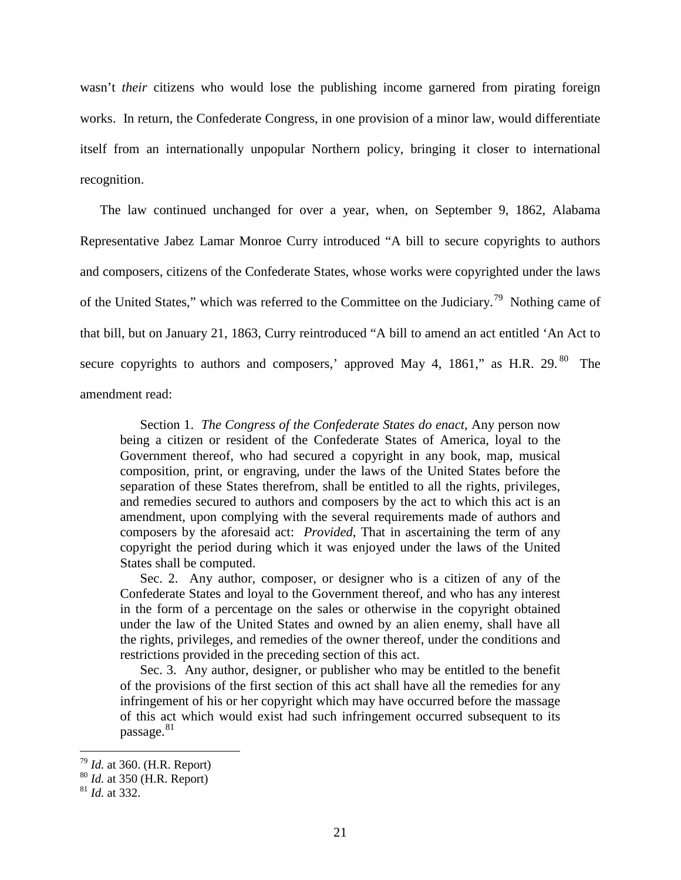wasn't *their* citizens who would lose the publishing income garnered from pirating foreign works. In return, the Confederate Congress, in one provision of a minor law, would differentiate itself from an internationally unpopular Northern policy, bringing it closer to international recognition.

The law continued unchanged for over a year, when, on September 9, 1862, Alabama Representative Jabez Lamar Monroe Curry introduced "A bill to secure copyrights to authors and composers, citizens of the Confederate States, whose works were copyrighted under the laws of the United States," which was referred to the Committee on the Judiciary.[79] Nothing came of that bill, but on January 21, 1863, Curry reintroduced "A bill to amend an act entitled 'An Act to secure copyrights to authors and composers,' approved May 4, 1861," as H.R. 29.[80] The amendment read:

> Section 1. *The Congress of the Confederate States do enact*, Any person now being a citizen or resident of the Confederate States of America, loyal to the Government thereof, who had secured a copyright in any book, map, musical composition, print, or engraving, under the laws of the United States before the separation of these States therefrom, shall be entitled to all the rights, privileges, and remedies secured to authors and composers by the act to which this act is an amendment, upon complying with the several requirements made of authors and composers by the aforesaid act: *Provided*, That in ascertaining the term of any copyright the period during which it was enjoyed under the laws of the United States shall be computed.
>
> Sec. 2. Any author, composer, or designer who is a citizen of any of the Confederate States and loyal to the Government thereof, and who has any interest in the form of a percentage on the sales or otherwise in the copyright obtained under the law of the United States and owned by an alien enemy, shall have all the rights, privileges, and remedies of the owner thereof, under the conditions and restrictions provided in the preceding section of this act.
>
> Sec. 3. Any author, designer, or publisher who may be entitled to the benefit of the provisions of the first section of this act shall have all the remedies for any infringement of his or her copyright which may have occurred before the massage of this act which would exist had such infringement occurred subsequent to its passage.[81]

[79] *Id.* at 360. (H.R. Report)
[80] *Id.* at 350 (H.R. Report)
[81] *Id.* at 332.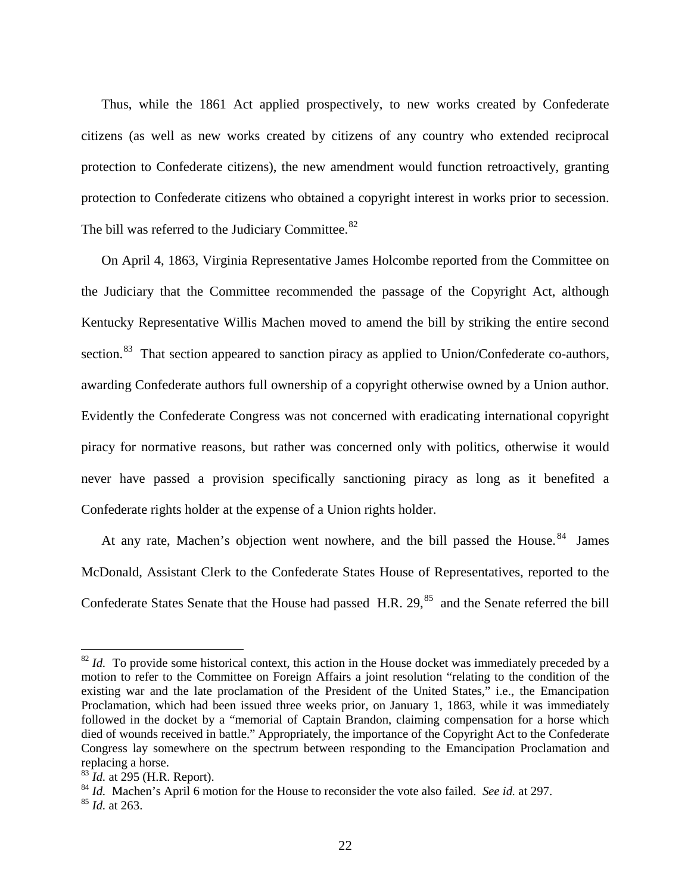Thus, while the 1861 Act applied prospectively, to new works created by Confederate citizens (as well as new works created by citizens of any country who extended reciprocal protection to Confederate citizens), the new amendment would function retroactively, granting protection to Confederate citizens who obtained a copyright interest in works prior to secession. The bill was referred to the Judiciary Committee.[82]

On April 4, 1863, Virginia Representative James Holcombe reported from the Committee on the Judiciary that the Committee recommended the passage of the Copyright Act, although Kentucky Representative Willis Machen moved to amend the bill by striking the entire second section.[83] That section appeared to sanction piracy as applied to Union/Confederate co-authors, awarding Confederate authors full ownership of a copyright otherwise owned by a Union author. Evidently the Confederate Congress was not concerned with eradicating international copyright piracy for normative reasons, but rather was concerned only with politics, otherwise it would never have passed a provision specifically sanctioning piracy as long as it benefited a Confederate rights holder at the expense of a Union rights holder.

At any rate, Machen's objection went nowhere, and the bill passed the House.[84] James McDonald, Assistant Clerk to the Confederate States House of Representatives, reported to the Confederate States Senate that the House had passed H.R. 29,[85] and the Senate referred the bill

---

[82] *Id.* To provide some historical context, this action in the House docket was immediately preceded by a motion to refer to the Committee on Foreign Affairs a joint resolution "relating to the condition of the existing war and the late proclamation of the President of the United States," i.e., the Emancipation Proclamation, which had been issued three weeks prior, on January 1, 1863, while it was immediately followed in the docket by a "memorial of Captain Brandon, claiming compensation for a horse which died of wounds received in battle." Appropriately, the importance of the Copyright Act to the Confederate Congress lay somewhere on the spectrum between responding to the Emancipation Proclamation and replacing a horse.

[83] *Id.* at 295 (H.R. Report).

[84] *Id.* Machen's April 6 motion for the House to reconsider the vote also failed. *See id.* at 297.

[85] *Id.* at 263.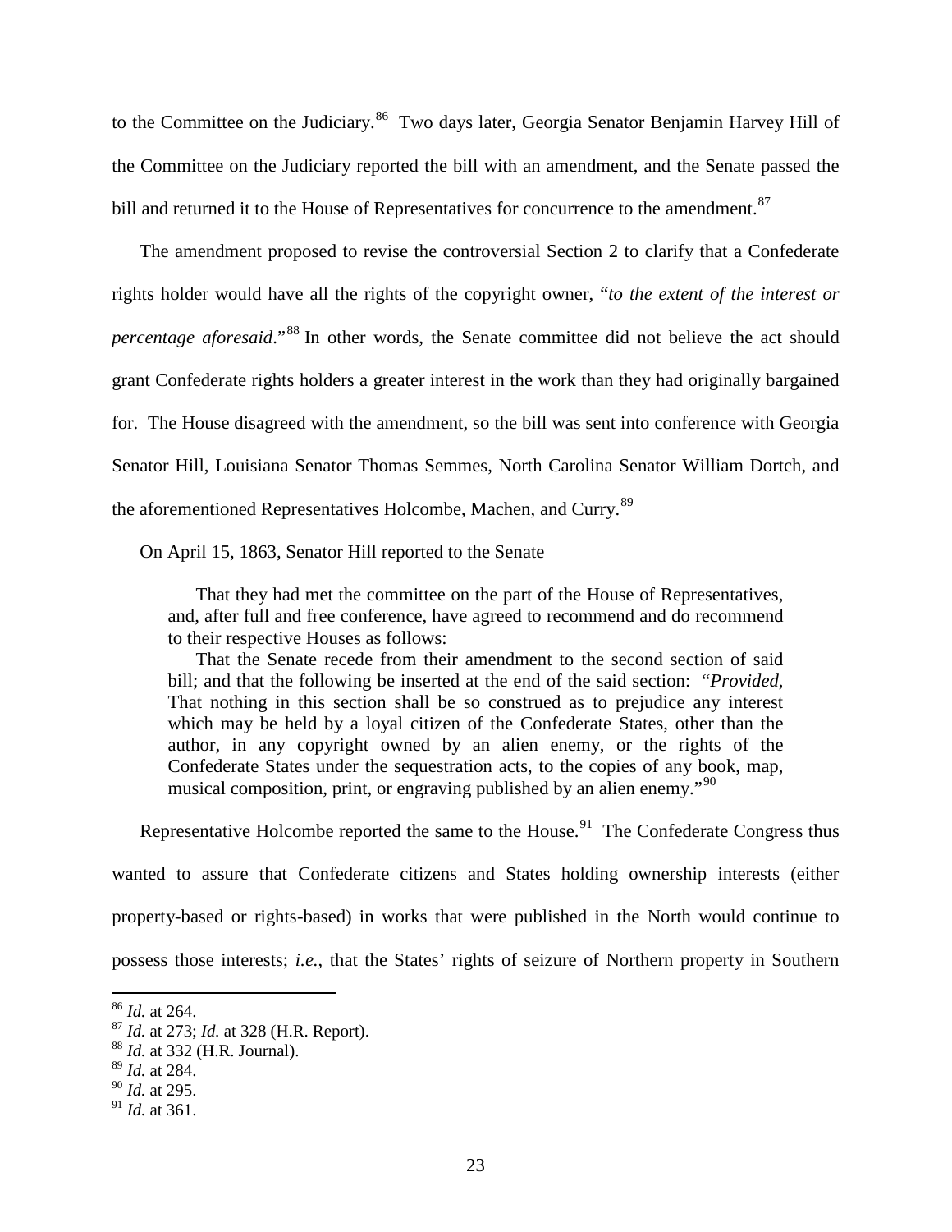to the Committee on the Judiciary.[86] Two days later, Georgia Senator Benjamin Harvey Hill of the Committee on the Judiciary reported the bill with an amendment, and the Senate passed the bill and returned it to the House of Representatives for concurrence to the amendment.[87]

The amendment proposed to revise the controversial Section 2 to clarify that a Confederate rights holder would have all the rights of the copyright owner, "*to the extent of the interest or percentage aforesaid*."[88] In other words, the Senate committee did not believe the act should grant Confederate rights holders a greater interest in the work than they had originally bargained for. The House disagreed with the amendment, so the bill was sent into conference with Georgia Senator Hill, Louisiana Senator Thomas Semmes, North Carolina Senator William Dortch, and the aforementioned Representatives Holcombe, Machen, and Curry.[89]

On April 15, 1863, Senator Hill reported to the Senate

> That they had met the committee on the part of the House of Representatives, and, after full and free conference, have agreed to recommend and do recommend to their respective Houses as follows:
>
> That the Senate recede from their amendment to the second section of said bill; and that the following be inserted at the end of the said section: "*Provided,* That nothing in this section shall be so construed as to prejudice any interest which may be held by a loyal citizen of the Confederate States, other than the author, in any copyright owned by an alien enemy, or the rights of the Confederate States under the sequestration acts, to the copies of any book, map, musical composition, print, or engraving published by an alien enemy."[90]

Representative Holcombe reported the same to the House.[91] The Confederate Congress thus wanted to assure that Confederate citizens and States holding ownership interests (either property-based or rights-based) in works that were published in the North would continue to possess those interests; *i.e.*, that the States' rights of seizure of Northern property in Southern

---

[86] *Id.* at 264.

[87] *Id.* at 273; *Id.* at 328 (H.R. Report).

[88] *Id.* at 332 (H.R. Journal).

[89] *Id.* at 284.

[90] *Id.* at 295.

[91] *Id.* at 361.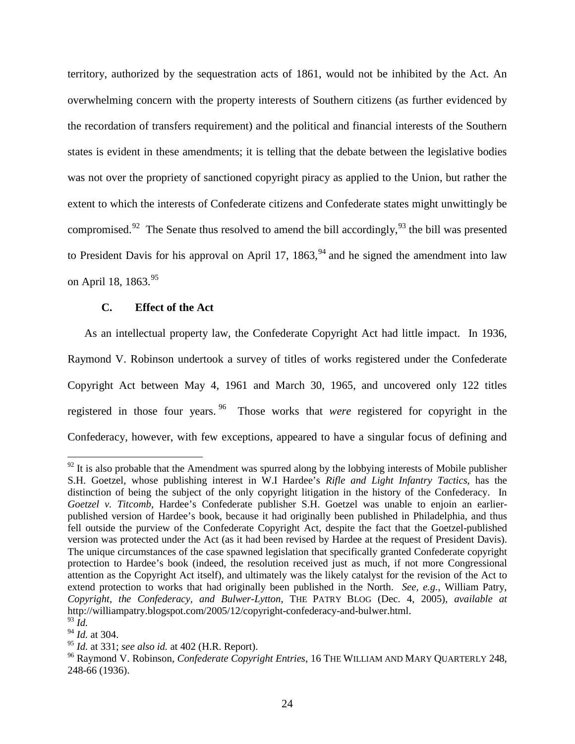territory, authorized by the sequestration acts of 1861, would not be inhibited by the Act. An overwhelming concern with the property interests of Southern citizens (as further evidenced by the recordation of transfers requirement) and the political and financial interests of the Southern states is evident in these amendments; it is telling that the debate between the legislative bodies was not over the propriety of sanctioned copyright piracy as applied to the Union, but rather the extent to which the interests of Confederate citizens and Confederate states might unwittingly be compromised.[92] The Senate thus resolved to amend the bill accordingly,[93] the bill was presented to President Davis for his approval on April 17, 1863,[94] and he signed the amendment into law on April 18, 1863.[95]

### C. Effect of the Act

As an intellectual property law, the Confederate Copyright Act had little impact. In 1936, Raymond V. Robinson undertook a survey of titles of works registered under the Confederate Copyright Act between May 4, 1961 and March 30, 1965, and uncovered only 122 titles registered in those four years.[96] Those works that *were* registered for copyright in the Confederacy, however, with few exceptions, appeared to have a singular focus of defining and

---

[92] It is also probable that the Amendment was spurred along by the lobbying interests of Mobile publisher S.H. Goetzel, whose publishing interest in W.I Hardee's *Rifle and Light Infantry Tactics*, has the distinction of being the subject of the only copyright litigation in the history of the Confederacy. In *Goetzel v. Titcomb*, Hardee's Confederate publisher S.H. Goetzel was unable to enjoin an earlier-published version of Hardee's book, because it had originally been published in Philadelphia, and thus fell outside the purview of the Confederate Copyright Act, despite the fact that the Goetzel-published version was protected under the Act (as it had been revised by Hardee at the request of President Davis). The unique circumstances of the case spawned legislation that specifically granted Confederate copyright protection to Hardee's book (indeed, the resolution received just as much, if not more Congressional attention as the Copyright Act itself), and ultimately was the likely catalyst for the revision of the Act to extend protection to works that had originally been published in the North. *See, e.g.*, William Patry, *Copyright, the Confederacy, and Bulwer-Lytton*, THE PATRY BLOG (Dec. 4, 2005), *available at* http://williampatry.blogspot.com/2005/12/copyright-confederacy-and-bulwer.html.

[93] *Id.*

[94] *Id.* at 304.

[95] *Id.* at 331; *see also id.* at 402 (H.R. Report).

[96] Raymond V. Robinson, *Confederate Copyright Entries*, 16 THE WILLIAM AND MARY QUARTERLY 248, 248-66 (1936).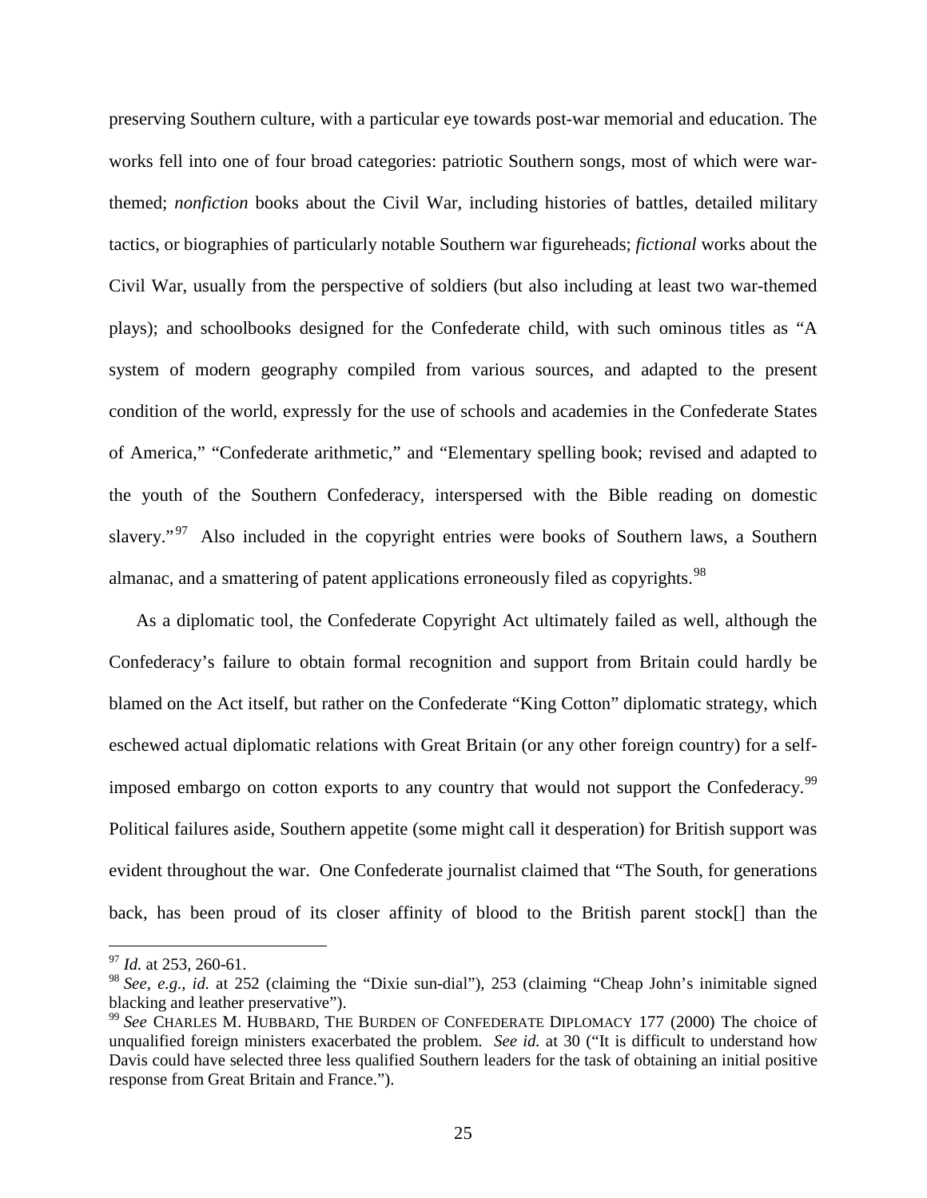preserving Southern culture, with a particular eye towards post-war memorial and education. The works fell into one of four broad categories: patriotic Southern songs, most of which were war-themed; *nonfiction* books about the Civil War, including histories of battles, detailed military tactics, or biographies of particularly notable Southern war figureheads; *fictional* works about the Civil War, usually from the perspective of soldiers (but also including at least two war-themed plays); and schoolbooks designed for the Confederate child, with such ominous titles as "A system of modern geography compiled from various sources, and adapted to the present condition of the world, expressly for the use of schools and academies in the Confederate States of America," "Confederate arithmetic," and "Elementary spelling book; revised and adapted to the youth of the Southern Confederacy, interspersed with the Bible reading on domestic slavery."[97] Also included in the copyright entries were books of Southern laws, a Southern almanac, and a smattering of patent applications erroneously filed as copyrights.[98]

As a diplomatic tool, the Confederate Copyright Act ultimately failed as well, although the Confederacy's failure to obtain formal recognition and support from Britain could hardly be blamed on the Act itself, but rather on the Confederate "King Cotton" diplomatic strategy, which eschewed actual diplomatic relations with Great Britain (or any other foreign country) for a self-imposed embargo on cotton exports to any country that would not support the Confederacy.[99] Political failures aside, Southern appetite (some might call it desperation) for British support was evident throughout the war. One Confederate journalist claimed that "The South, for generations back, has been proud of its closer affinity of blood to the British parent stock[] than the

---

[97] *Id.* at 253, 260-61.

[98] *See*, *e.g.*, *id.* at 252 (claiming the "Dixie sun-dial"), 253 (claiming "Cheap John's inimitable signed blacking and leather preservative").

[99] *See* CHARLES M. HUBBARD, THE BURDEN OF CONFEDERATE DIPLOMACY 177 (2000) The choice of unqualified foreign ministers exacerbated the problem. *See id.* at 30 ("It is difficult to understand how Davis could have selected three less qualified Southern leaders for the task of obtaining an initial positive response from Great Britain and France.").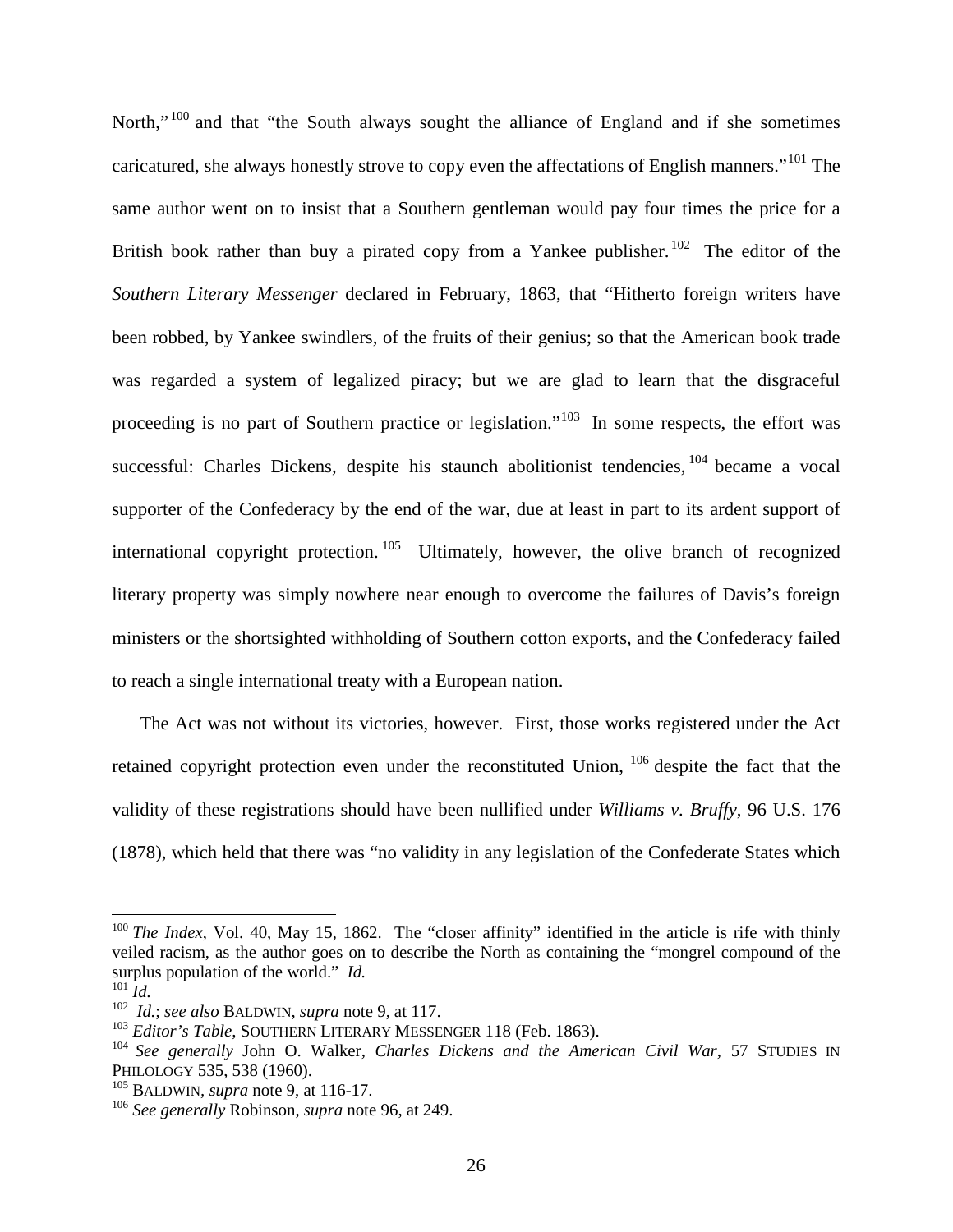North,"[100] and that "the South always sought the alliance of England and if she sometimes caricatured, she always honestly strove to copy even the affectations of English manners."[101] The same author went on to insist that a Southern gentleman would pay four times the price for a British book rather than buy a pirated copy from a Yankee publisher.[102] The editor of the *Southern Literary Messenger* declared in February, 1863, that "Hitherto foreign writers have been robbed, by Yankee swindlers, of the fruits of their genius; so that the American book trade was regarded a system of legalized piracy; but we are glad to learn that the disgraceful proceeding is no part of Southern practice or legislation."[103] In some respects, the effort was successful: Charles Dickens, despite his staunch abolitionist tendencies,[104] became a vocal supporter of the Confederacy by the end of the war, due at least in part to its ardent support of international copyright protection.[105] Ultimately, however, the olive branch of recognized literary property was simply nowhere near enough to overcome the failures of Davis's foreign ministers or the shortsighted withholding of Southern cotton exports, and the Confederacy failed to reach a single international treaty with a European nation.

The Act was not without its victories, however. First, those works registered under the Act retained copyright protection even under the reconstituted Union,[106] despite the fact that the validity of these registrations should have been nullified under *Williams v. Bruffy*, 96 U.S. 176 (1878), which held that there was "no validity in any legislation of the Confederate States which

---

[100] *The Index*, Vol. 40, May 15, 1862. The "closer affinity" identified in the article is rife with thinly veiled racism, as the author goes on to describe the North as containing the "mongrel compound of the surplus population of the world." *Id.*

[101] *Id.*

[102] *Id.*; *see also* BALDWIN, *supra* note 9, at 117.

[103] *Editor's Table*, SOUTHERN LITERARY MESSENGER 118 (Feb. 1863).

[104] *See generally* John O. Walker, *Charles Dickens and the American Civil War*, 57 STUDIES IN PHILOLOGY 535, 538 (1960).

[105] BALDWIN, *supra* note 9, at 116-17.

[106] *See generally* Robinson, *supra* note 96, at 249.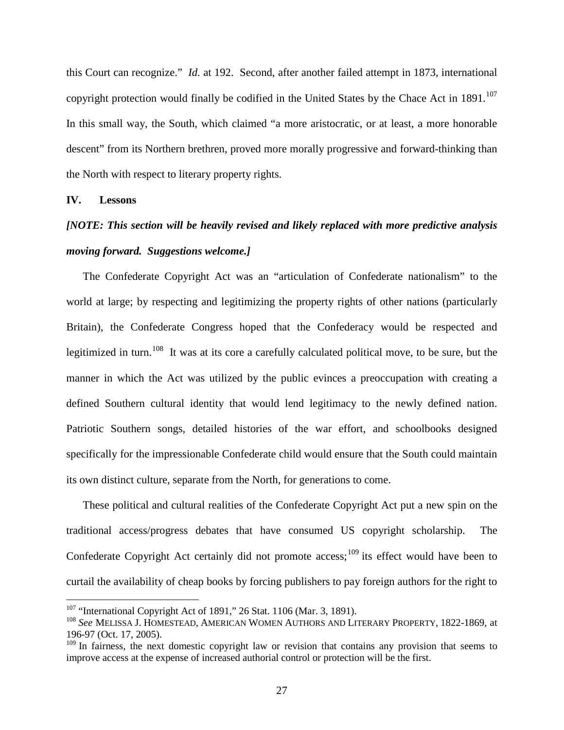this Court can recognize." *Id.* at 192. Second, after another failed attempt in 1873, international copyright protection would finally be codified in the United States by the Chace Act in 1891.[107] In this small way, the South, which claimed "a more aristocratic, or at least, a more honorable descent" from its Northern brethren, proved more morally progressive and forward-thinking than the North with respect to literary property rights.

## IV. Lessons

***[NOTE: This section will be heavily revised and likely replaced with more predictive analysis moving forward. Suggestions welcome.]***

The Confederate Copyright Act was an "articulation of Confederate nationalism" to the world at large; by respecting and legitimizing the property rights of other nations (particularly Britain), the Confederate Congress hoped that the Confederacy would be respected and legitimized in turn.[108] It was at its core a carefully calculated political move, to be sure, but the manner in which the Act was utilized by the public evinces a preoccupation with creating a defined Southern cultural identity that would lend legitimacy to the newly defined nation. Patriotic Southern songs, detailed histories of the war effort, and schoolbooks designed specifically for the impressionable Confederate child would ensure that the South could maintain its own distinct culture, separate from the North, for generations to come.

These political and cultural realities of the Confederate Copyright Act put a new spin on the traditional access/progress debates that have consumed US copyright scholarship. The Confederate Copyright Act certainly did not promote access;[109] its effect would have been to curtail the availability of cheap books by forcing publishers to pay foreign authors for the right to

---

[107] "International Copyright Act of 1891," 26 Stat. 1106 (Mar. 3, 1891).

[108] *See* MELISSA J. HOMESTEAD, AMERICAN WOMEN AUTHORS AND LITERARY PROPERTY, 1822-1869, at 196-97 (Oct. 17, 2005).

[109] In fairness, the next domestic copyright law or revision that contains any provision that seems to improve access at the expense of increased authorial control or protection will be the first.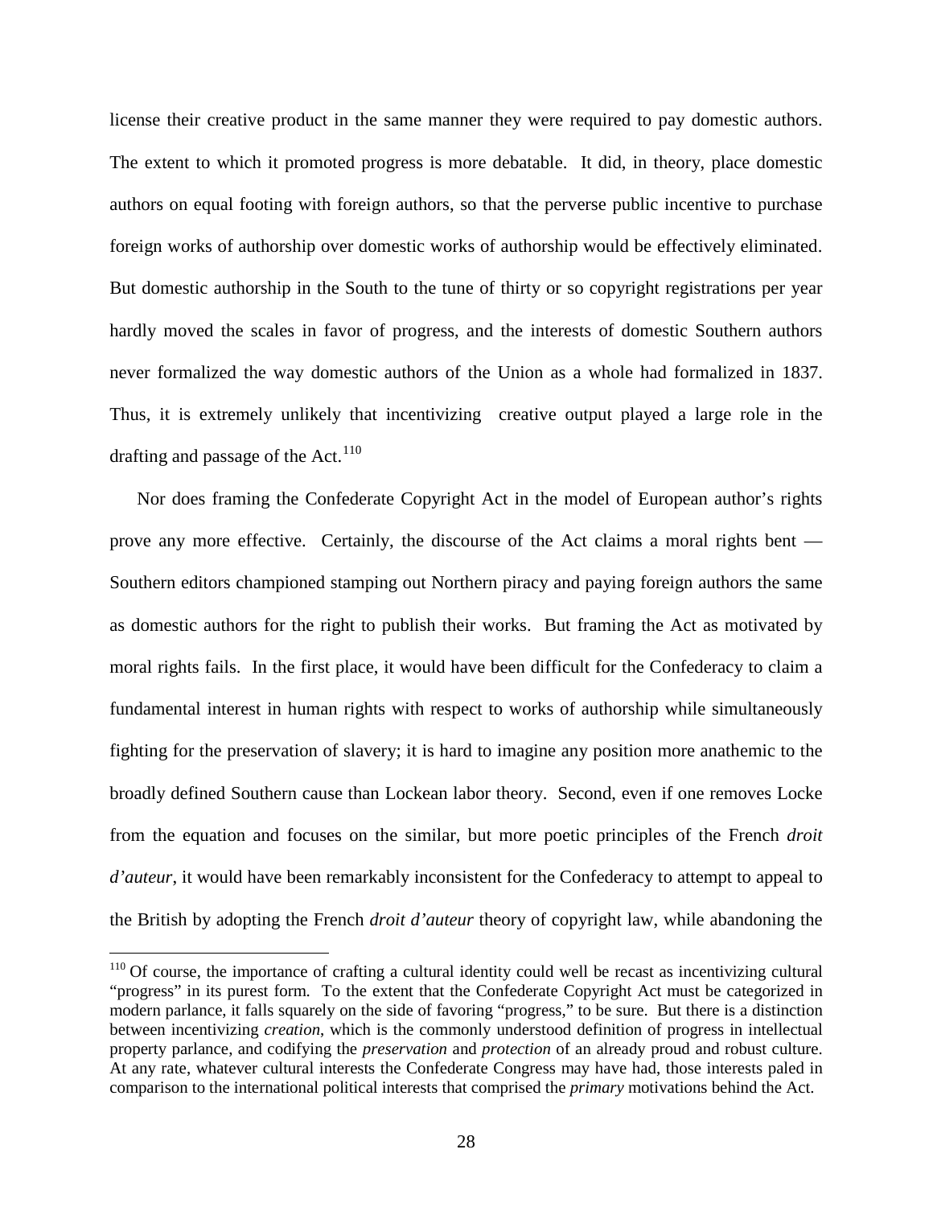license their creative product in the same manner they were required to pay domestic authors. The extent to which it promoted progress is more debatable. It did, in theory, place domestic authors on equal footing with foreign authors, so that the perverse public incentive to purchase foreign works of authorship over domestic works of authorship would be effectively eliminated. But domestic authorship in the South to the tune of thirty or so copyright registrations per year hardly moved the scales in favor of progress, and the interests of domestic Southern authors never formalized the way domestic authors of the Union as a whole had formalized in 1837. Thus, it is extremely unlikely that incentivizing creative output played a large role in the drafting and passage of the Act.[110]

Nor does framing the Confederate Copyright Act in the model of European author's rights prove any more effective. Certainly, the discourse of the Act claims a moral rights bent — Southern editors championed stamping out Northern piracy and paying foreign authors the same as domestic authors for the right to publish their works. But framing the Act as motivated by moral rights fails. In the first place, it would have been difficult for the Confederacy to claim a fundamental interest in human rights with respect to works of authorship while simultaneously fighting for the preservation of slavery; it is hard to imagine any position more anathemic to the broadly defined Southern cause than Lockean labor theory. Second, even if one removes Locke from the equation and focuses on the similar, but more poetic principles of the French *droit d'auteur*, it would have been remarkably inconsistent for the Confederacy to attempt to appeal to the British by adopting the French *droit d'auteur* theory of copyright law, while abandoning the

[110] Of course, the importance of crafting a cultural identity could well be recast as incentivizing cultural "progress" in its purest form. To the extent that the Confederate Copyright Act must be categorized in modern parlance, it falls squarely on the side of favoring "progress," to be sure. But there is a distinction between incentivizing *creation*, which is the commonly understood definition of progress in intellectual property parlance, and codifying the *preservation* and *protection* of an already proud and robust culture. At any rate, whatever cultural interests the Confederate Congress may have had, those interests paled in comparison to the international political interests that comprised the *primary* motivations behind the Act.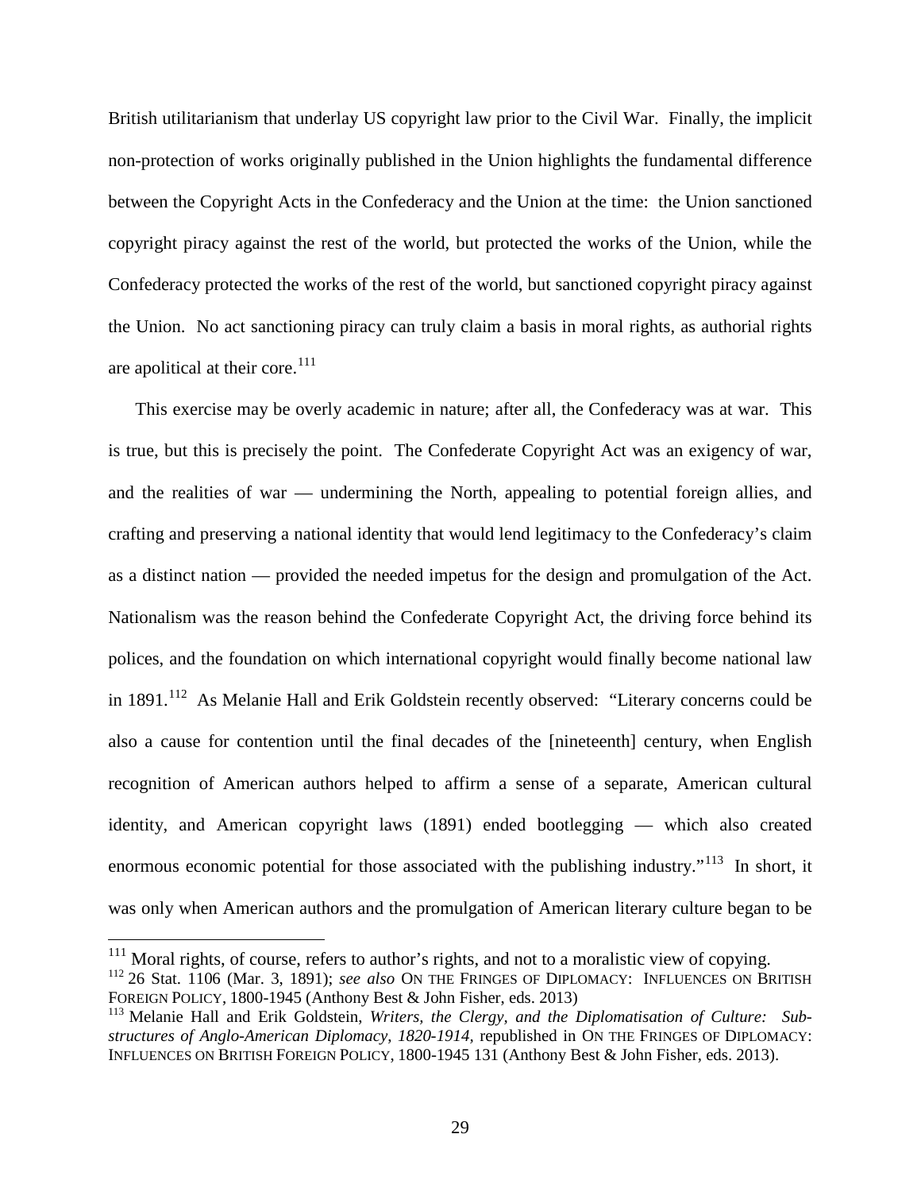British utilitarianism that underlay US copyright law prior to the Civil War. Finally, the implicit non-protection of works originally published in the Union highlights the fundamental difference between the Copyright Acts in the Confederacy and the Union at the time: the Union sanctioned copyright piracy against the rest of the world, but protected the works of the Union, while the Confederacy protected the works of the rest of the world, but sanctioned copyright piracy against the Union. No act sanctioning piracy can truly claim a basis in moral rights, as authorial rights are apolitical at their core.[111]

This exercise may be overly academic in nature; after all, the Confederacy was at war. This is true, but this is precisely the point. The Confederate Copyright Act was an exigency of war, and the realities of war — undermining the North, appealing to potential foreign allies, and crafting and preserving a national identity that would lend legitimacy to the Confederacy's claim as a distinct nation — provided the needed impetus for the design and promulgation of the Act. Nationalism was the reason behind the Confederate Copyright Act, the driving force behind its polices, and the foundation on which international copyright would finally become national law in 1891.[112] As Melanie Hall and Erik Goldstein recently observed: "Literary concerns could be also a cause for contention until the final decades of the [nineteenth] century, when English recognition of American authors helped to affirm a sense of a separate, American cultural identity, and American copyright laws (1891) ended bootlegging — which also created enormous economic potential for those associated with the publishing industry."[113] In short, it was only when American authors and the promulgation of American literary culture began to be

---

[111] Moral rights, of course, refers to author's rights, and not to a moralistic view of copying.

[112] 26 Stat. 1106 (Mar. 3, 1891); *see also* ON THE FRINGES OF DIPLOMACY: INFLUENCES ON BRITISH FOREIGN POLICY, 1800-1945 (Anthony Best & John Fisher, eds. 2013)

[113] Melanie Hall and Erik Goldstein, *Writers, the Clergy, and the Diplomatisation of Culture: Sub-structures of Anglo-American Diplomacy, 1820-1914*, republished in ON THE FRINGES OF DIPLOMACY: INFLUENCES ON BRITISH FOREIGN POLICY, 1800-1945 131 (Anthony Best & John Fisher, eds. 2013).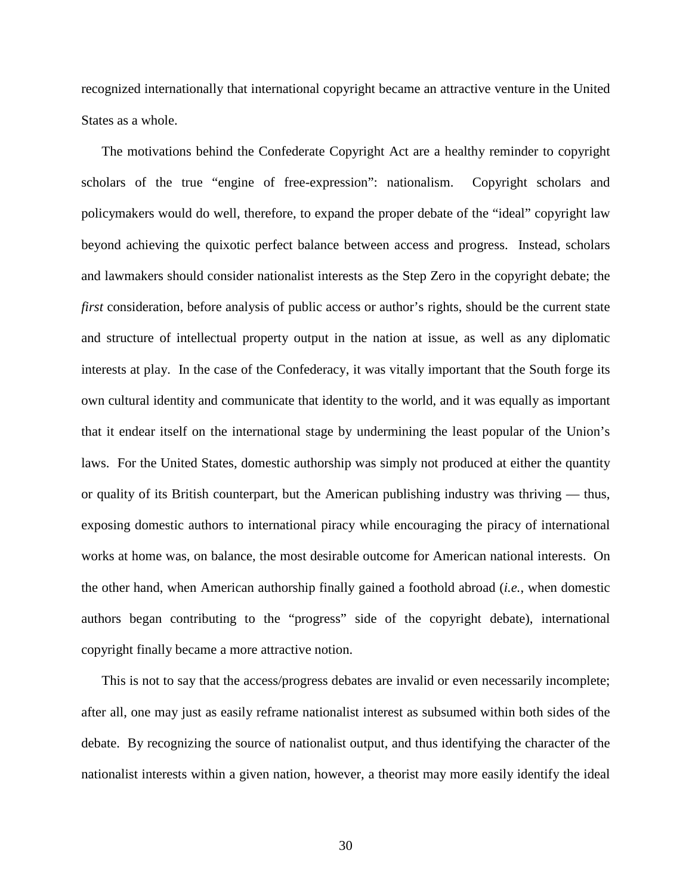recognized internationally that international copyright became an attractive venture in the United States as a whole.

The motivations behind the Confederate Copyright Act are a healthy reminder to copyright scholars of the true "engine of free-expression": nationalism. Copyright scholars and policymakers would do well, therefore, to expand the proper debate of the "ideal" copyright law beyond achieving the quixotic perfect balance between access and progress. Instead, scholars and lawmakers should consider nationalist interests as the Step Zero in the copyright debate; the *first* consideration, before analysis of public access or author's rights, should be the current state and structure of intellectual property output in the nation at issue, as well as any diplomatic interests at play. In the case of the Confederacy, it was vitally important that the South forge its own cultural identity and communicate that identity to the world, and it was equally as important that it endear itself on the international stage by undermining the least popular of the Union's laws. For the United States, domestic authorship was simply not produced at either the quantity or quality of its British counterpart, but the American publishing industry was thriving — thus, exposing domestic authors to international piracy while encouraging the piracy of international works at home was, on balance, the most desirable outcome for American national interests. On the other hand, when American authorship finally gained a foothold abroad (*i.e.*, when domestic authors began contributing to the "progress" side of the copyright debate), international copyright finally became a more attractive notion.

This is not to say that the access/progress debates are invalid or even necessarily incomplete; after all, one may just as easily reframe nationalist interest as subsumed within both sides of the debate. By recognizing the source of nationalist output, and thus identifying the character of the nationalist interests within a given nation, however, a theorist may more easily identify the ideal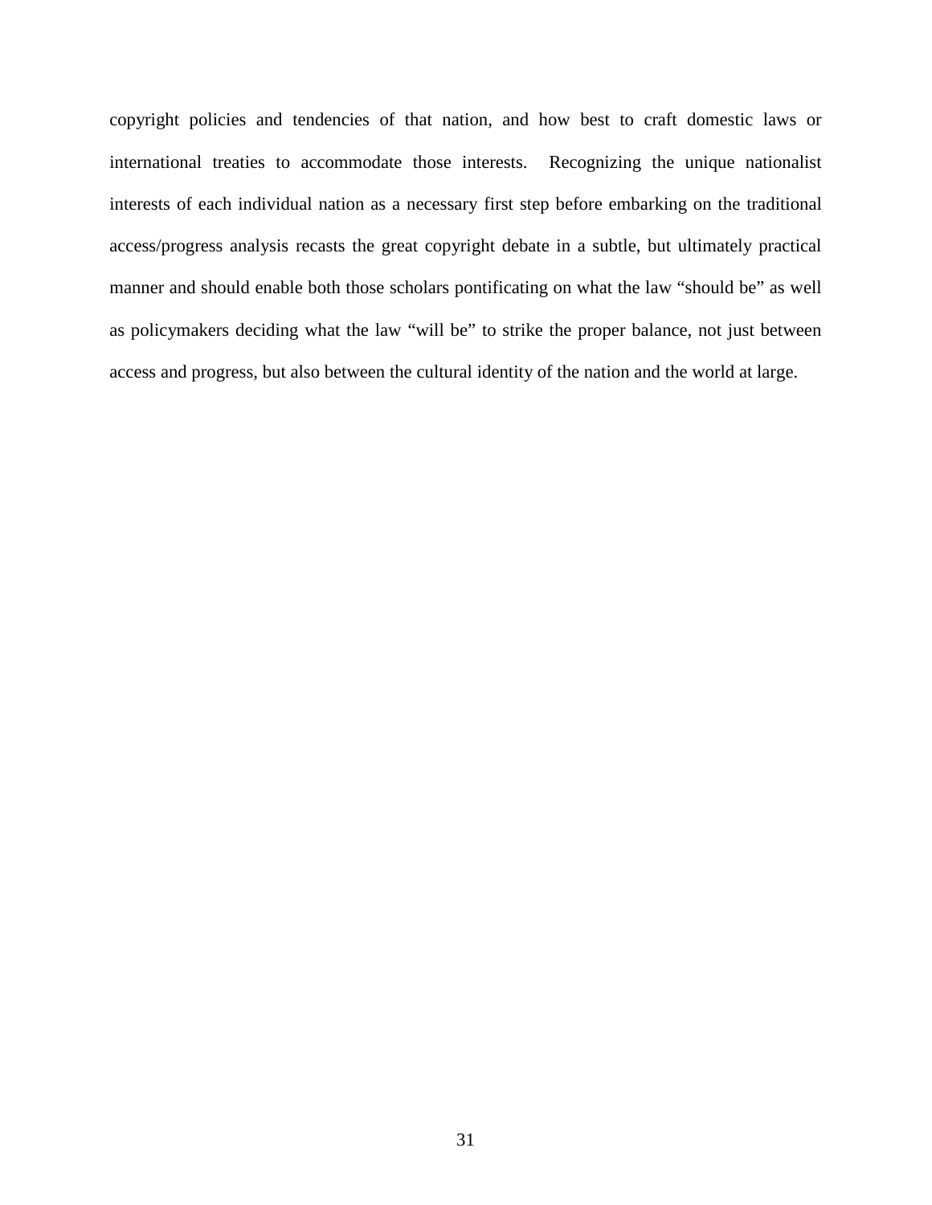copyright policies and tendencies of that nation, and how best to craft domestic laws or international treaties to accommodate those interests.  Recognizing the unique nationalist interests of each individual nation as a necessary first step before embarking on the traditional access/progress analysis recasts the great copyright debate in a subtle, but ultimately practical manner and should enable both those scholars pontificating on what the law "should be" as well as policymakers deciding what the law "will be" to strike the proper balance, not just between access and progress, but also between the cultural identity of the nation and the world at large.